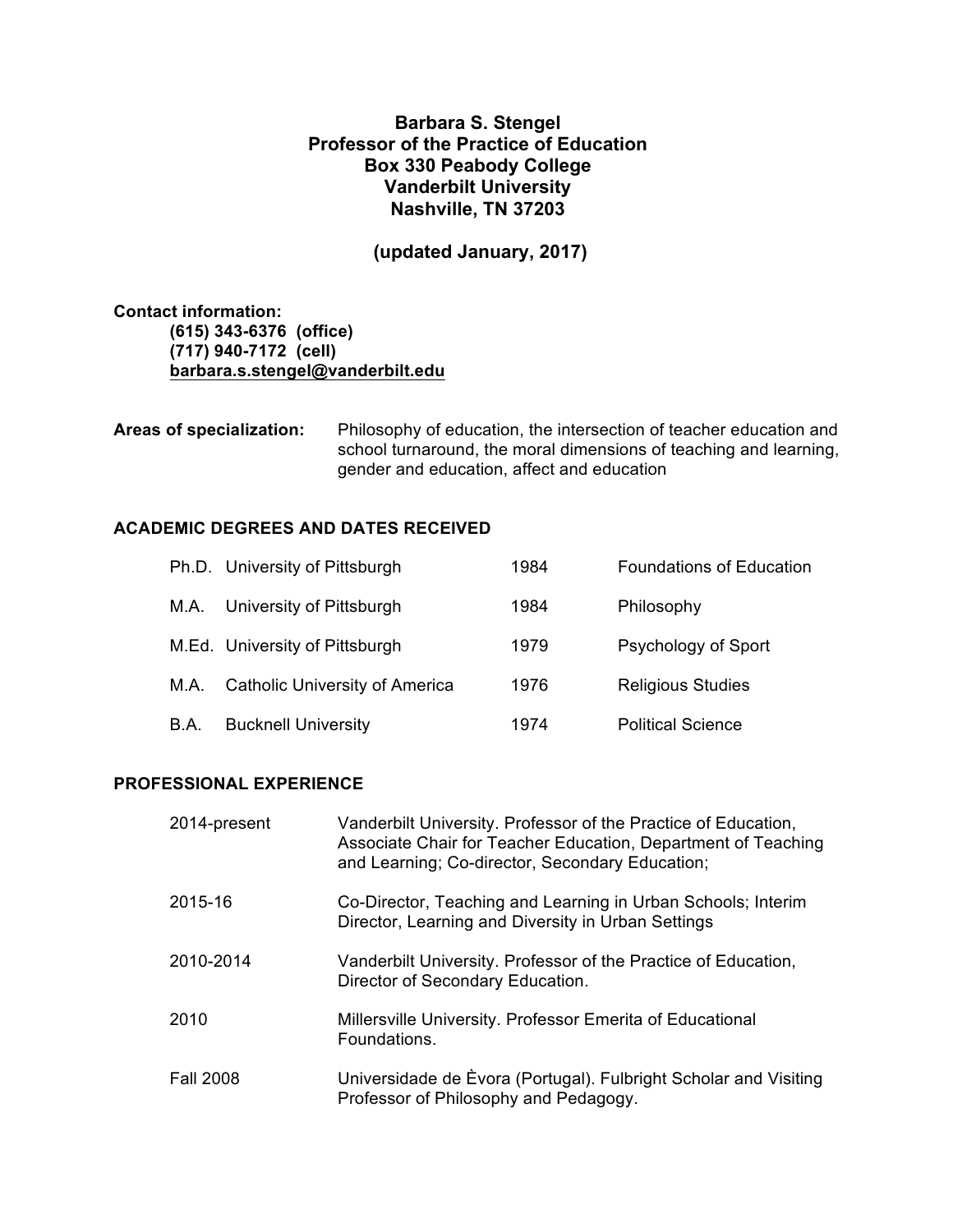# Barbara S. Stengel
## Professor of the Practice of Education
## Box 330 Peabody College
## Vanderbilt University
## Nashville, TN 37203

**(updated January, 2017)**

**Contact information:**
**(615) 343-6376 (office)**
**(717) 940-7172 (cell)**
**barbara.s.stengel@vanderbilt.edu**

**Areas of specialization:** Philosophy of education, the intersection of teacher education and school turnaround, the moral dimensions of teaching and learning, gender and education, affect and education

## ACADEMIC DEGREES AND DATES RECEIVED

| | | | |
|---|---|---|---|
| Ph.D. | University of Pittsburgh | 1984 | Foundations of Education |
| M.A. | University of Pittsburgh | 1984 | Philosophy |
| M.Ed. | University of Pittsburgh | 1979 | Psychology of Sport |
| M.A. | Catholic University of America | 1976 | Religious Studies |
| B.A. | Bucknell University | 1974 | Political Science |

## PROFESSIONAL EXPERIENCE

| | |
|---|---|
| 2014-present | Vanderbilt University. Professor of the Practice of Education, Associate Chair for Teacher Education, Department of Teaching and Learning; Co-director, Secondary Education; |
| 2015-16 | Co-Director, Teaching and Learning in Urban Schools; Interim Director, Learning and Diversity in Urban Settings |
| 2010-2014 | Vanderbilt University. Professor of the Practice of Education, Director of Secondary Education. |
| 2010 | Millersville University. Professor Emerita of Educational Foundations. |
| Fall 2008 | Universidade de Èvora (Portugal). Fulbright Scholar and Visiting Professor of Philosophy and Pedagogy. |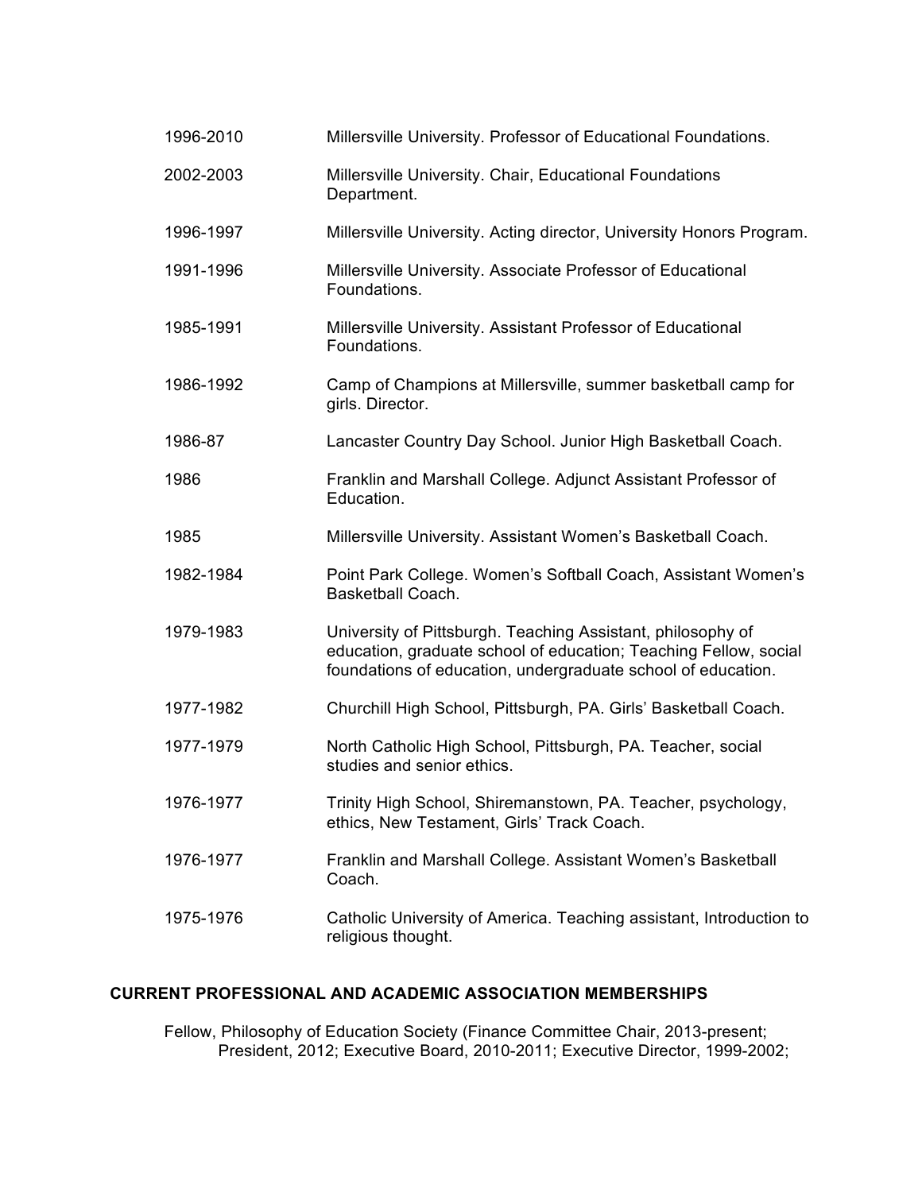1996-2010 Millersville University. Professor of Educational Foundations.

2002-2003 Millersville University. Chair, Educational Foundations Department.

1996-1997 Millersville University. Acting director, University Honors Program.

1991-1996 Millersville University. Associate Professor of Educational Foundations.

1985-1991 Millersville University. Assistant Professor of Educational Foundations.

1986-1992 Camp of Champions at Millersville, summer basketball camp for girls. Director.

1986-87 Lancaster Country Day School. Junior High Basketball Coach.

1986 Franklin and Marshall College. Adjunct Assistant Professor of Education.

1985 Millersville University. Assistant Women's Basketball Coach.

1982-1984 Point Park College. Women's Softball Coach, Assistant Women's Basketball Coach.

1979-1983 University of Pittsburgh. Teaching Assistant, philosophy of education, graduate school of education; Teaching Fellow, social foundations of education, undergraduate school of education.

1977-1982 Churchill High School, Pittsburgh, PA. Girls' Basketball Coach.

1977-1979 North Catholic High School, Pittsburgh, PA. Teacher, social studies and senior ethics.

1976-1977 Trinity High School, Shiremanstown, PA. Teacher, psychology, ethics, New Testament, Girls' Track Coach.

1976-1977 Franklin and Marshall College. Assistant Women's Basketball Coach.

1975-1976 Catholic University of America. Teaching assistant, Introduction to religious thought.

## CURRENT PROFESSIONAL AND ACADEMIC ASSOCIATION MEMBERSHIPS

Fellow, Philosophy of Education Society (Finance Committee Chair, 2013-present; President, 2012; Executive Board, 2010-2011; Executive Director, 1999-2002;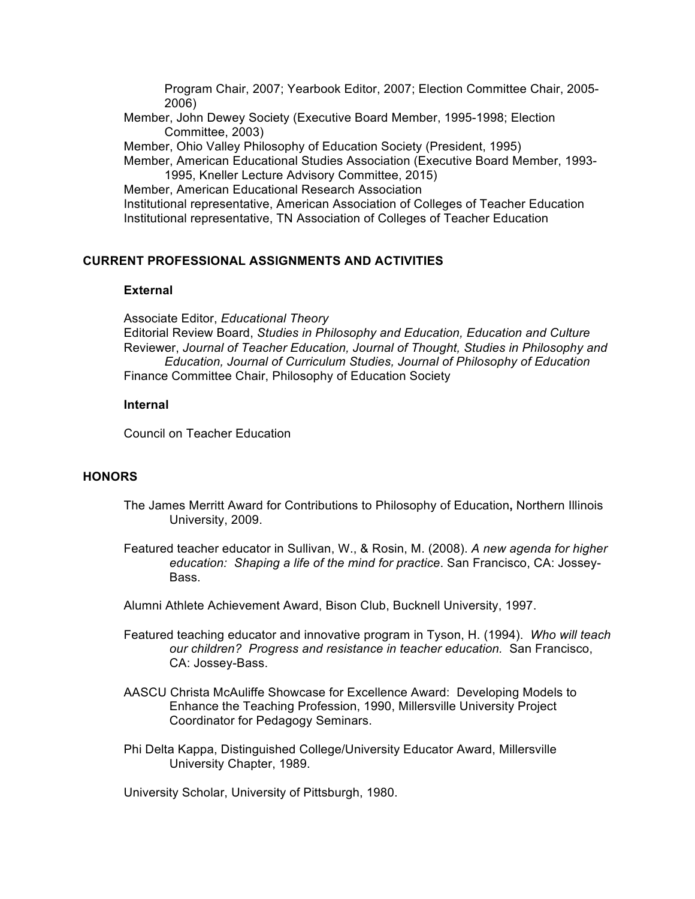Program Chair, 2007; Yearbook Editor, 2007; Election Committee Chair, 2005-2006)

Member, John Dewey Society (Executive Board Member, 1995-1998; Election Committee, 2003)

Member, Ohio Valley Philosophy of Education Society (President, 1995)

Member, American Educational Studies Association (Executive Board Member, 1993-1995, Kneller Lecture Advisory Committee, 2015)

Member, American Educational Research Association

Institutional representative, American Association of Colleges of Teacher Education

Institutional representative, TN Association of Colleges of Teacher Education

## CURRENT PROFESSIONAL ASSIGNMENTS AND ACTIVITIES

### External

Associate Editor, *Educational Theory*

Editorial Review Board, *Studies in Philosophy and Education, Education and Culture*

Reviewer, *Journal of Teacher Education, Journal of Thought, Studies in Philosophy and Education, Journal of Curriculum Studies, Journal of Philosophy of Education*

Finance Committee Chair, Philosophy of Education Society

### Internal

Council on Teacher Education

## HONORS

The James Merritt Award for Contributions to Philosophy of Education**,** Northern Illinois University, 2009.

Featured teacher educator in Sullivan, W., & Rosin, M. (2008). *A new agenda for higher education: Shaping a life of the mind for practice*. San Francisco, CA: Jossey-Bass.

Alumni Athlete Achievement Award, Bison Club, Bucknell University, 1997.

Featured teaching educator and innovative program in Tyson, H. (1994). *Who will teach our children? Progress and resistance in teacher education.* San Francisco, CA: Jossey-Bass.

AASCU Christa McAuliffe Showcase for Excellence Award: Developing Models to Enhance the Teaching Profession, 1990, Millersville University Project Coordinator for Pedagogy Seminars.

Phi Delta Kappa, Distinguished College/University Educator Award, Millersville University Chapter, 1989.

University Scholar, University of Pittsburgh, 1980.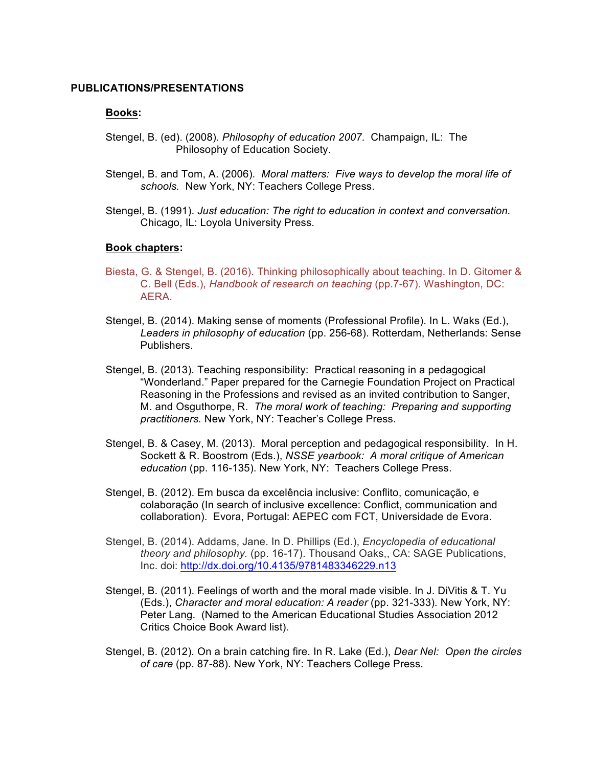**PUBLICATIONS/PRESENTATIONS**

**Books:**

Stengel, B. (ed). (2008). *Philosophy of education 2007.* Champaign, IL: The Philosophy of Education Society.

Stengel, B. and Tom, A. (2006). *Moral matters: Five ways to develop the moral life of schools.* New York, NY: Teachers College Press.

Stengel, B. (1991). *Just education: The right to education in context and conversation.* Chicago, IL: Loyola University Press.

**Book chapters:**

Biesta, G. & Stengel, B. (2016). Thinking philosophically about teaching. In D. Gitomer & C. Bell (Eds.), *Handbook of research on teaching* (pp.7-67). Washington, DC: AERA.

Stengel, B. (2014). Making sense of moments (Professional Profile). In L. Waks (Ed.), *Leaders in philosophy of education* (pp. 256-68). Rotterdam, Netherlands: Sense Publishers.

Stengel, B. (2013). Teaching responsibility: Practical reasoning in a pedagogical "Wonderland." Paper prepared for the Carnegie Foundation Project on Practical Reasoning in the Professions and revised as an invited contribution to Sanger, M. and Osguthorpe, R. *The moral work of teaching: Preparing and supporting practitioners.* New York, NY: Teacher's College Press.

Stengel, B. & Casey, M. (2013). Moral perception and pedagogical responsibility. In H. Sockett & R. Boostrom (Eds.), *NSSE yearbook: A moral critique of American education* (pp. 116-135). New York, NY: Teachers College Press.

Stengel, B. (2012). Em busca da excelência inclusive: Conflito, comunicação, e colaboração (In search of inclusive excellence: Conflict, communication and collaboration). Evora, Portugal: AEPEC com FCT, Universidade de Evora.

Stengel, B. (2014). Addams, Jane. In D. Phillips (Ed.), *Encyclopedia of educational theory and philosophy.* (pp. 16-17). Thousand Oaks,, CA: SAGE Publications, Inc. doi: http://dx.doi.org/10.4135/9781483346229.n13

Stengel, B. (2011). Feelings of worth and the moral made visible. In J. DiVitis & T. Yu (Eds.), *Character and moral education: A reader* (pp. 321-333). New York, NY: Peter Lang. (Named to the American Educational Studies Association 2012 Critics Choice Book Award list).

Stengel, B. (2012). On a brain catching fire. In R. Lake (Ed.), *Dear Nel: Open the circles of care* (pp. 87-88). New York, NY: Teachers College Press.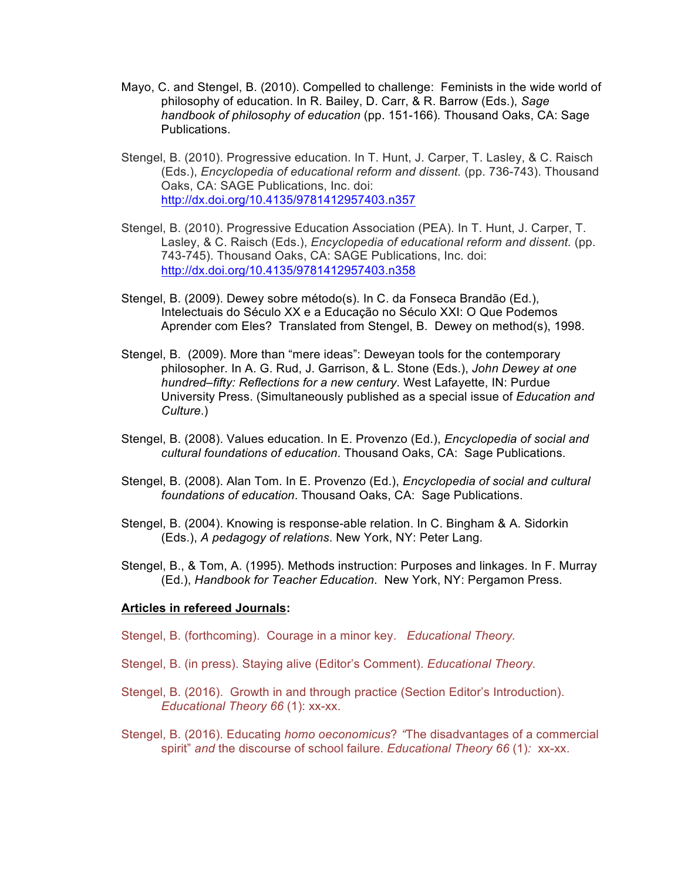Mayo, C. and Stengel, B. (2010). Compelled to challenge: Feminists in the wide world of philosophy of education. In R. Bailey, D. Carr, & R. Barrow (Eds.), *Sage handbook of philosophy of education* (pp. 151-166). Thousand Oaks, CA: Sage Publications.

Stengel, B. (2010). Progressive education. In T. Hunt, J. Carper, T. Lasley, & C. Raisch (Eds.), *Encyclopedia of educational reform and dissent.* (pp. 736-743). Thousand Oaks, CA: SAGE Publications, Inc. doi: http://dx.doi.org/10.4135/9781412957403.n357

Stengel, B. (2010). Progressive Education Association (PEA). In T. Hunt, J. Carper, T. Lasley, & C. Raisch (Eds.), *Encyclopedia of educational reform and dissent.* (pp. 743-745). Thousand Oaks, CA: SAGE Publications, Inc. doi: http://dx.doi.org/10.4135/9781412957403.n358

Stengel, B. (2009). Dewey sobre método(s). In C. da Fonseca Brandão (Ed.), Intelectuais do Século XX e a Educação no Século XXI: O Que Podemos Aprender com Eles? Translated from Stengel, B. Dewey on method(s), 1998.

Stengel, B. (2009). More than "mere ideas": Deweyan tools for the contemporary philosopher. In A. G. Rud, J. Garrison, & L. Stone (Eds.), *John Dewey at one hundred–fifty: Reflections for a new century*. West Lafayette, IN: Purdue University Press. (Simultaneously published as a special issue of *Education and Culture*.)

Stengel, B. (2008). Values education. In E. Provenzo (Ed.), *Encyclopedia of social and cultural foundations of education*. Thousand Oaks, CA: Sage Publications.

Stengel, B. (2008). Alan Tom. In E. Provenzo (Ed.), *Encyclopedia of social and cultural foundations of education*. Thousand Oaks, CA: Sage Publications.

Stengel, B. (2004). Knowing is response-able relation. In C. Bingham & A. Sidorkin (Eds.), *A pedagogy of relations*. New York, NY: Peter Lang.

Stengel, B., & Tom, A. (1995). Methods instruction: Purposes and linkages. In F. Murray (Ed.), *Handbook for Teacher Education*. New York, NY: Pergamon Press.

**Articles in refereed Journals:**

Stengel, B. (forthcoming). Courage in a minor key. *Educational Theory.*

Stengel, B. (in press). Staying alive (Editor's Comment). *Educational Theory.*

Stengel, B. (2016). Growth in and through practice (Section Editor's Introduction). *Educational Theory 66* (1): xx-xx.

Stengel, B. (2016). Educating *homo oeconomicus*? *"*The disadvantages of a commercial spirit" *and* the discourse of school failure. *Educational Theory 66* (1)*:* xx-xx.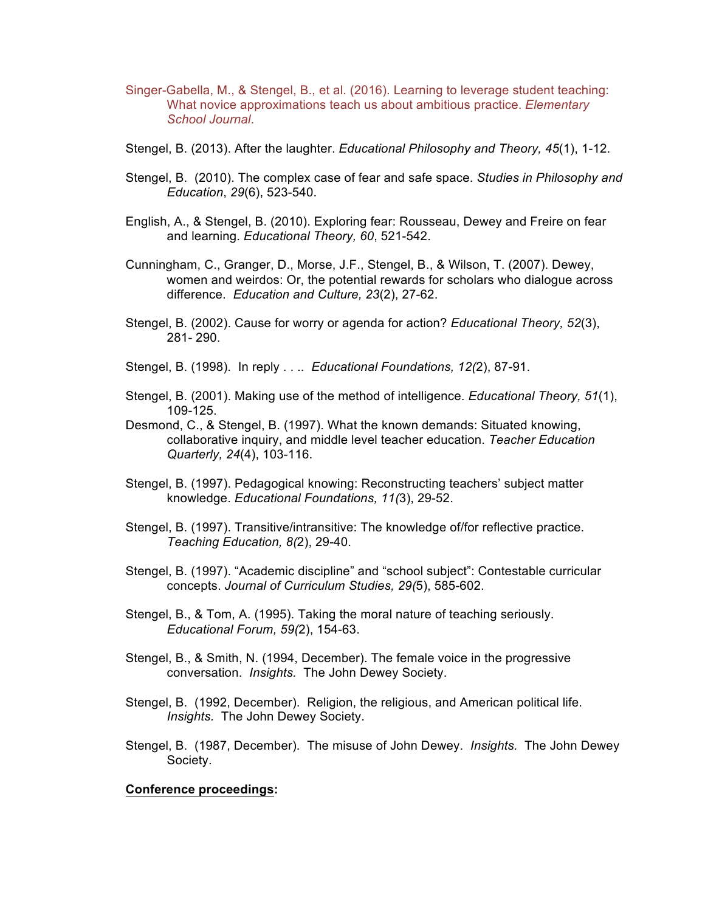Singer-Gabella, M., & Stengel, B., et al. (2016). Learning to leverage student teaching: What novice approximations teach us about ambitious practice. *Elementary School Journal*.

Stengel, B. (2013). After the laughter. *Educational Philosophy and Theory, 45*(1), 1-12.

Stengel, B. (2010). The complex case of fear and safe space. *Studies in Philosophy and Education*, *29*(6), 523-540.

English, A., & Stengel, B. (2010). Exploring fear: Rousseau, Dewey and Freire on fear and learning. *Educational Theory, 60*, 521-542.

Cunningham, C., Granger, D., Morse, J.F., Stengel, B., & Wilson, T. (2007). Dewey, women and weirdos: Or, the potential rewards for scholars who dialogue across difference. *Education and Culture, 23*(2), 27-62.

Stengel, B. (2002). Cause for worry or agenda for action? *Educational Theory, 52*(3), 281- 290.

Stengel, B. (1998). In reply . . .. *Educational Foundations, 12(*2), 87-91.

Stengel, B. (2001). Making use of the method of intelligence. *Educational Theory, 51*(1), 109-125.

Desmond, C., & Stengel, B. (1997). What the known demands: Situated knowing, collaborative inquiry, and middle level teacher education. *Teacher Education Quarterly, 24*(4), 103-116.

Stengel, B. (1997). Pedagogical knowing: Reconstructing teachers' subject matter knowledge. *Educational Foundations, 11(*3), 29-52.

Stengel, B. (1997). Transitive/intransitive: The knowledge of/for reflective practice. *Teaching Education, 8(*2), 29-40.

Stengel, B. (1997). "Academic discipline" and "school subject": Contestable curricular concepts. *Journal of Curriculum Studies, 29(*5), 585-602.

Stengel, B., & Tom, A. (1995). Taking the moral nature of teaching seriously. *Educational Forum, 59(*2), 154-63.

Stengel, B., & Smith, N. (1994, December). The female voice in the progressive conversation. *Insights.* The John Dewey Society.

Stengel, B. (1992, December). Religion, the religious, and American political life. *Insights.* The John Dewey Society.

Stengel, B. (1987, December). The misuse of John Dewey. *Insights.* The John Dewey Society.

**Conference proceedings:**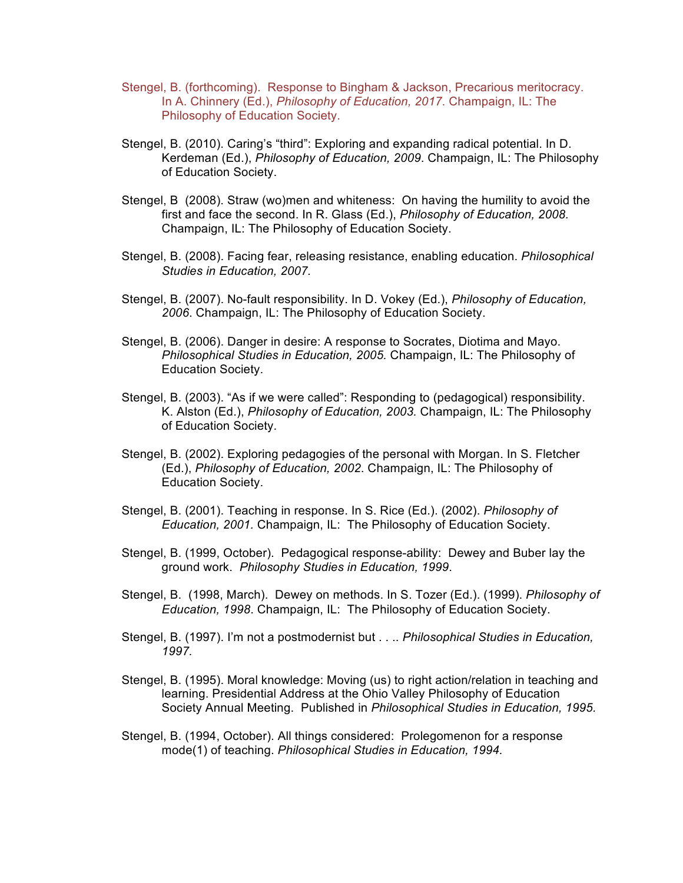Stengel, B. (forthcoming). Response to Bingham & Jackson, Precarious meritocracy. In A. Chinnery (Ed.), *Philosophy of Education, 2017*. Champaign, IL: The Philosophy of Education Society.

Stengel, B. (2010). Caring's "third": Exploring and expanding radical potential. In D. Kerdeman (Ed.), *Philosophy of Education, 2009*. Champaign, IL: The Philosophy of Education Society.

Stengel, B (2008). Straw (wo)men and whiteness: On having the humility to avoid the first and face the second. In R. Glass (Ed.), *Philosophy of Education, 2008*. Champaign, IL: The Philosophy of Education Society.

Stengel, B. (2008). Facing fear, releasing resistance, enabling education. *Philosophical Studies in Education, 2007*.

Stengel, B. (2007). No-fault responsibility. In D. Vokey (Ed.), *Philosophy of Education, 2006*. Champaign, IL: The Philosophy of Education Society.

Stengel, B. (2006). Danger in desire: A response to Socrates, Diotima and Mayo. *Philosophical Studies in Education, 2005.* Champaign, IL: The Philosophy of Education Society.

Stengel, B. (2003). "As if we were called": Responding to (pedagogical) responsibility. K. Alston (Ed.), *Philosophy of Education, 2003.* Champaign, IL: The Philosophy of Education Society.

Stengel, B. (2002). Exploring pedagogies of the personal with Morgan. In S. Fletcher (Ed.), *Philosophy of Education, 2002*. Champaign, IL: The Philosophy of Education Society.

Stengel, B. (2001). Teaching in response. In S. Rice (Ed.). (2002). *Philosophy of Education, 2001.* Champaign, IL: The Philosophy of Education Society.

Stengel, B. (1999, October). Pedagogical response-ability: Dewey and Buber lay the ground work. *Philosophy Studies in Education, 1999*.

Stengel, B. (1998, March). Dewey on methods. In S. Tozer (Ed.). (1999). *Philosophy of Education, 1998*. Champaign, IL: The Philosophy of Education Society.

Stengel, B. (1997). I'm not a postmodernist but . . .. *Philosophical Studies in Education, 1997.*

Stengel, B. (1995). Moral knowledge: Moving (us) to right action/relation in teaching and learning. Presidential Address at the Ohio Valley Philosophy of Education Society Annual Meeting. Published in *Philosophical Studies in Education, 1995.*

Stengel, B. (1994, October). All things considered: Prolegomenon for a response mode(1) of teaching. *Philosophical Studies in Education, 1994.*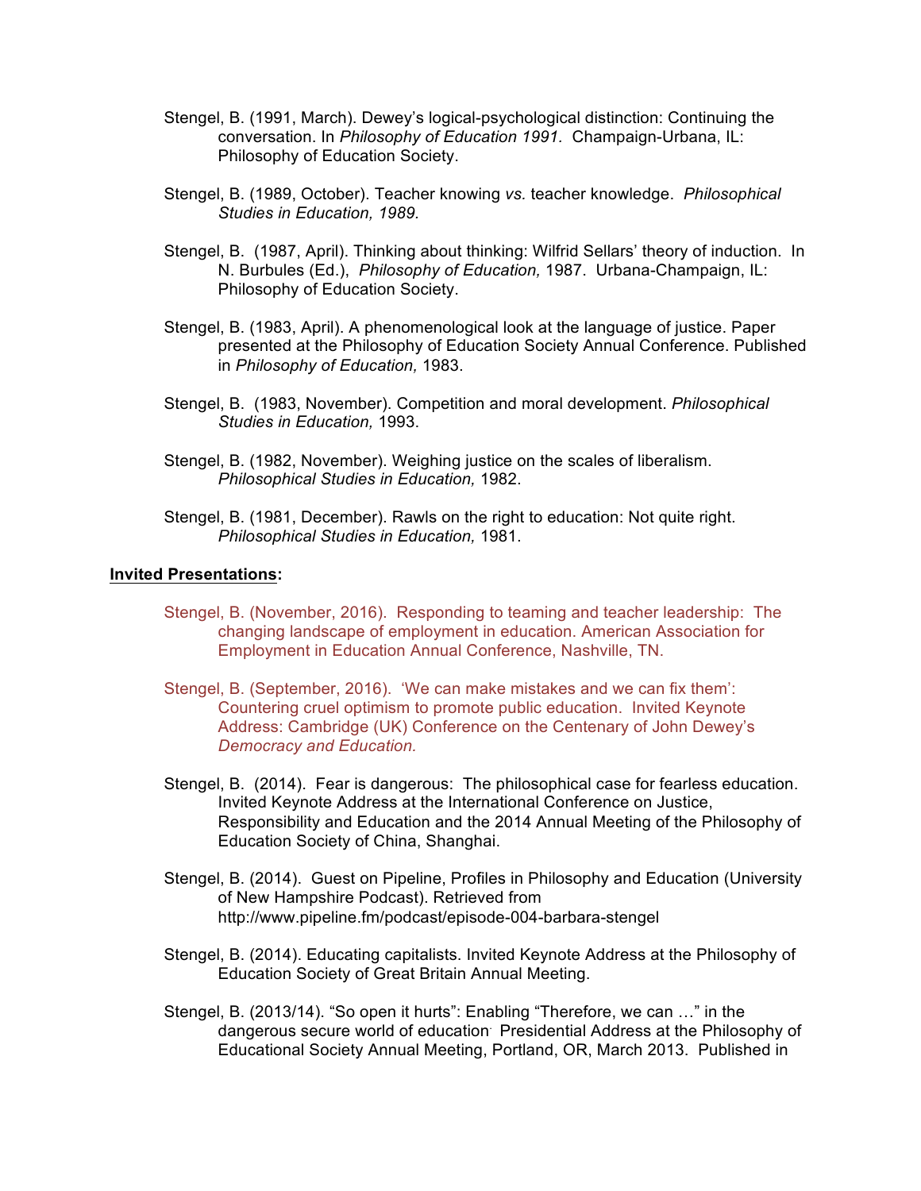Stengel, B. (1991, March). Dewey's logical-psychological distinction: Continuing the conversation. In *Philosophy of Education 1991.* Champaign-Urbana, IL: Philosophy of Education Society.

Stengel, B. (1989, October). Teacher knowing *vs.* teacher knowledge. *Philosophical Studies in Education, 1989.*

Stengel, B. (1987, April). Thinking about thinking: Wilfrid Sellars' theory of induction. In N. Burbules (Ed.), *Philosophy of Education,* 1987. Urbana-Champaign, IL: Philosophy of Education Society.

Stengel, B. (1983, April). A phenomenological look at the language of justice. Paper presented at the Philosophy of Education Society Annual Conference. Published in *Philosophy of Education,* 1983.

Stengel, B. (1983, November). Competition and moral development. *Philosophical Studies in Education,* 1993.

Stengel, B. (1982, November). Weighing justice on the scales of liberalism. *Philosophical Studies in Education,* 1982.

Stengel, B. (1981, December). Rawls on the right to education: Not quite right. *Philosophical Studies in Education,* 1981.

**Invited Presentations:**

Stengel, B. (November, 2016). Responding to teaming and teacher leadership: The changing landscape of employment in education. American Association for Employment in Education Annual Conference, Nashville, TN.

Stengel, B. (September, 2016). 'We can make mistakes and we can fix them': Countering cruel optimism to promote public education. Invited Keynote Address: Cambridge (UK) Conference on the Centenary of John Dewey's *Democracy and Education.*

Stengel, B. (2014). Fear is dangerous: The philosophical case for fearless education. Invited Keynote Address at the International Conference on Justice, Responsibility and Education and the 2014 Annual Meeting of the Philosophy of Education Society of China, Shanghai.

Stengel, B. (2014). Guest on Pipeline, Profiles in Philosophy and Education (University of New Hampshire Podcast). Retrieved from http://www.pipeline.fm/podcast/episode-004-barbara-stengel

Stengel, B. (2014). Educating capitalists. Invited Keynote Address at the Philosophy of Education Society of Great Britain Annual Meeting.

Stengel, B. (2013/14). "So open it hurts": Enabling "Therefore, we can …" in the dangerous secure world of education. Presidential Address at the Philosophy of Educational Society Annual Meeting, Portland, OR, March 2013. Published in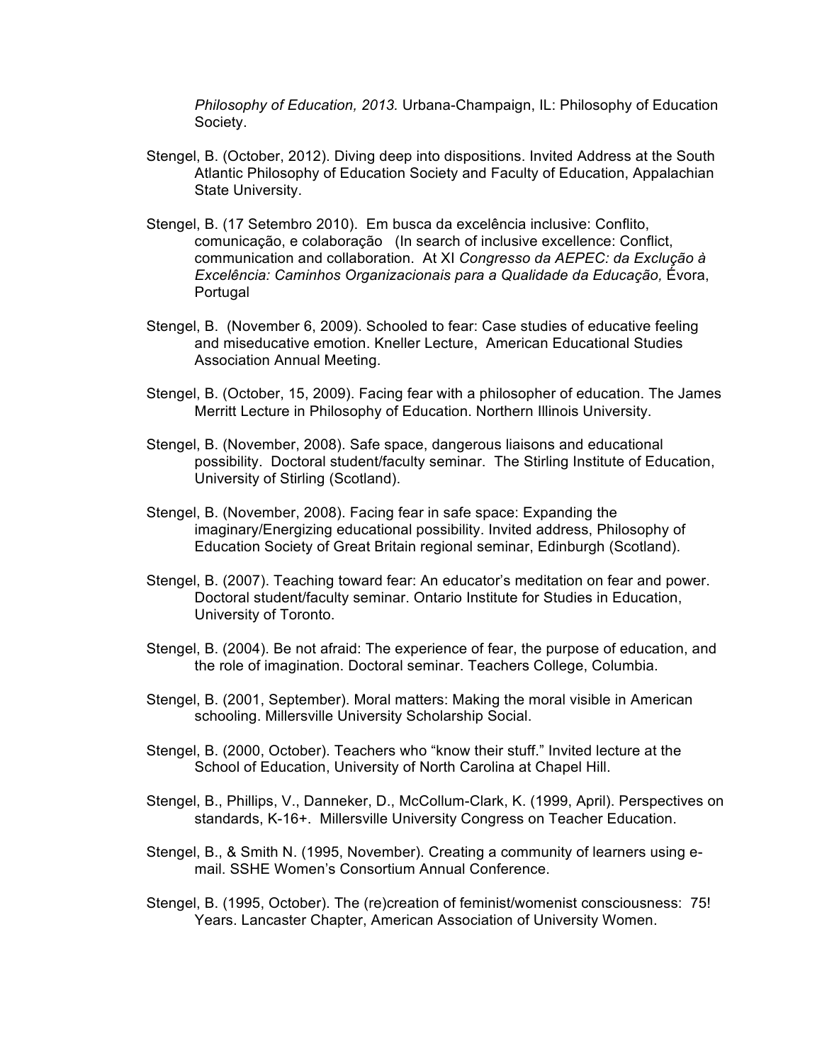*Philosophy of Education, 2013.* Urbana-Champaign, IL: Philosophy of Education Society.

Stengel, B. (October, 2012). Diving deep into dispositions. Invited Address at the South Atlantic Philosophy of Education Society and Faculty of Education, Appalachian State University.

Stengel, B. (17 Setembro 2010). Em busca da excelência inclusive: Conflito, comunicação, e colaboração (In search of inclusive excellence: Conflict, communication and collaboration. At XI *Congresso da AEPEC: da Exclução à Excelência: Caminhos Organizacionais para a Qualidade da Educação,* Évora, Portugal

Stengel, B. (November 6, 2009). Schooled to fear: Case studies of educative feeling and miseducative emotion. Kneller Lecture, American Educational Studies Association Annual Meeting.

Stengel, B. (October, 15, 2009). Facing fear with a philosopher of education. The James Merritt Lecture in Philosophy of Education. Northern Illinois University.

Stengel, B. (November, 2008). Safe space, dangerous liaisons and educational possibility. Doctoral student/faculty seminar. The Stirling Institute of Education, University of Stirling (Scotland).

Stengel, B. (November, 2008). Facing fear in safe space: Expanding the imaginary/Energizing educational possibility. Invited address, Philosophy of Education Society of Great Britain regional seminar, Edinburgh (Scotland).

Stengel, B. (2007). Teaching toward fear: An educator's meditation on fear and power. Doctoral student/faculty seminar. Ontario Institute for Studies in Education, University of Toronto.

Stengel, B. (2004). Be not afraid: The experience of fear, the purpose of education, and the role of imagination. Doctoral seminar. Teachers College, Columbia.

Stengel, B. (2001, September). Moral matters: Making the moral visible in American schooling. Millersville University Scholarship Social.

Stengel, B. (2000, October). Teachers who "know their stuff." Invited lecture at the School of Education, University of North Carolina at Chapel Hill.

Stengel, B., Phillips, V., Danneker, D., McCollum-Clark, K. (1999, April). Perspectives on standards, K-16+. Millersville University Congress on Teacher Education.

Stengel, B., & Smith N. (1995, November). Creating a community of learners using e-mail. SSHE Women's Consortium Annual Conference.

Stengel, B. (1995, October). The (re)creation of feminist/womenist consciousness: 75! Years. Lancaster Chapter, American Association of University Women.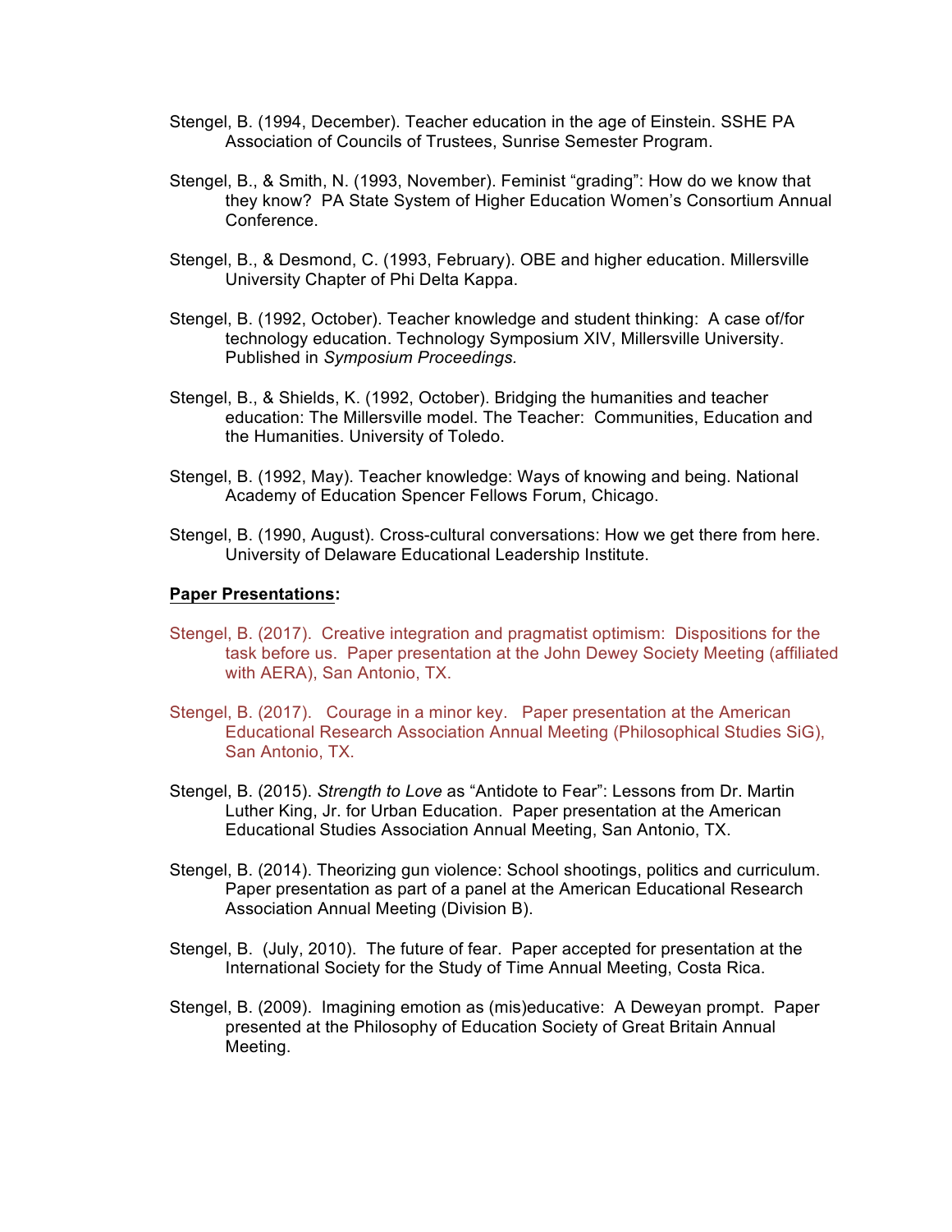Stengel, B. (1994, December). Teacher education in the age of Einstein. SSHE PA Association of Councils of Trustees, Sunrise Semester Program.

Stengel, B., & Smith, N. (1993, November). Feminist "grading": How do we know that they know? PA State System of Higher Education Women's Consortium Annual Conference.

Stengel, B., & Desmond, C. (1993, February). OBE and higher education. Millersville University Chapter of Phi Delta Kappa.

Stengel, B. (1992, October). Teacher knowledge and student thinking: A case of/for technology education. Technology Symposium XIV, Millersville University. Published in *Symposium Proceedings.*

Stengel, B., & Shields, K. (1992, October). Bridging the humanities and teacher education: The Millersville model. The Teacher: Communities, Education and the Humanities. University of Toledo.

Stengel, B. (1992, May). Teacher knowledge: Ways of knowing and being. National Academy of Education Spencer Fellows Forum, Chicago.

Stengel, B. (1990, August). Cross-cultural conversations: How we get there from here. University of Delaware Educational Leadership Institute.

**Paper Presentations:**

Stengel, B. (2017). Creative integration and pragmatist optimism: Dispositions for the task before us. Paper presentation at the John Dewey Society Meeting (affiliated with AERA), San Antonio, TX.

Stengel, B. (2017). Courage in a minor key. Paper presentation at the American Educational Research Association Annual Meeting (Philosophical Studies SiG), San Antonio, TX.

Stengel, B. (2015). *Strength to Love* as "Antidote to Fear": Lessons from Dr. Martin Luther King, Jr. for Urban Education. Paper presentation at the American Educational Studies Association Annual Meeting, San Antonio, TX.

Stengel, B. (2014). Theorizing gun violence: School shootings, politics and curriculum. Paper presentation as part of a panel at the American Educational Research Association Annual Meeting (Division B).

Stengel, B. (July, 2010). The future of fear. Paper accepted for presentation at the International Society for the Study of Time Annual Meeting, Costa Rica.

Stengel, B. (2009). Imagining emotion as (mis)educative: A Deweyan prompt. Paper presented at the Philosophy of Education Society of Great Britain Annual Meeting.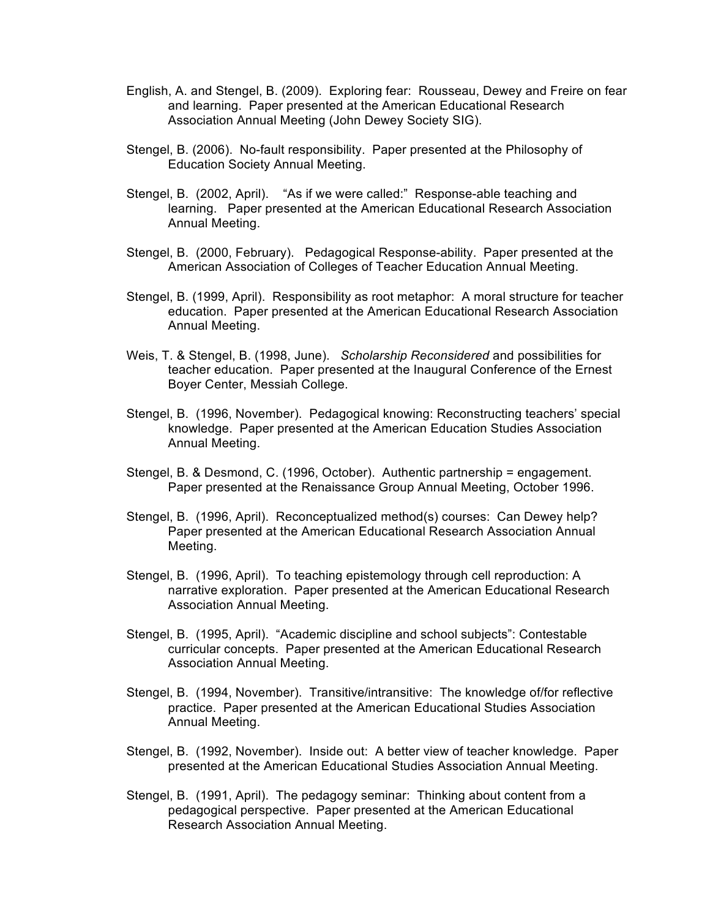English, A. and Stengel, B. (2009). Exploring fear: Rousseau, Dewey and Freire on fear and learning. Paper presented at the American Educational Research Association Annual Meeting (John Dewey Society SIG).

Stengel, B. (2006). No-fault responsibility. Paper presented at the Philosophy of Education Society Annual Meeting.

Stengel, B. (2002, April). "As if we were called:" Response-able teaching and learning. Paper presented at the American Educational Research Association Annual Meeting.

Stengel, B. (2000, February). Pedagogical Response-ability. Paper presented at the American Association of Colleges of Teacher Education Annual Meeting.

Stengel, B. (1999, April). Responsibility as root metaphor: A moral structure for teacher education. Paper presented at the American Educational Research Association Annual Meeting.

Weis, T. & Stengel, B. (1998, June). *Scholarship Reconsidered* and possibilities for teacher education. Paper presented at the Inaugural Conference of the Ernest Boyer Center, Messiah College.

Stengel, B. (1996, November). Pedagogical knowing: Reconstructing teachers' special knowledge. Paper presented at the American Education Studies Association Annual Meeting.

Stengel, B. & Desmond, C. (1996, October). Authentic partnership = engagement. Paper presented at the Renaissance Group Annual Meeting, October 1996.

Stengel, B. (1996, April). Reconceptualized method(s) courses: Can Dewey help? Paper presented at the American Educational Research Association Annual Meeting.

Stengel, B. (1996, April). To teaching epistemology through cell reproduction: A narrative exploration. Paper presented at the American Educational Research Association Annual Meeting.

Stengel, B. (1995, April). "Academic discipline and school subjects": Contestable curricular concepts. Paper presented at the American Educational Research Association Annual Meeting.

Stengel, B. (1994, November). Transitive/intransitive: The knowledge of/for reflective practice. Paper presented at the American Educational Studies Association Annual Meeting.

Stengel, B. (1992, November). Inside out: A better view of teacher knowledge. Paper presented at the American Educational Studies Association Annual Meeting.

Stengel, B. (1991, April). The pedagogy seminar: Thinking about content from a pedagogical perspective. Paper presented at the American Educational Research Association Annual Meeting.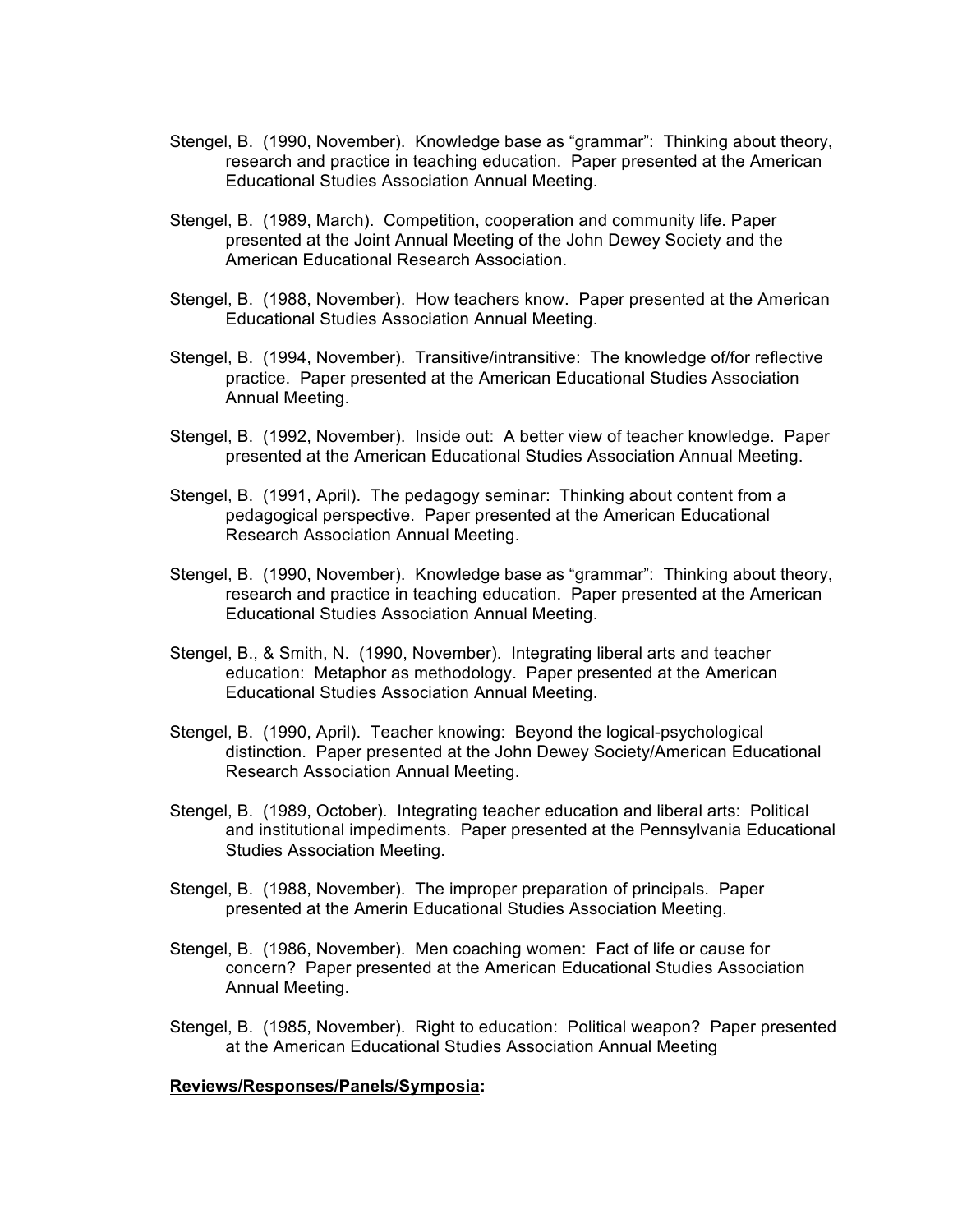Stengel, B. (1990, November). Knowledge base as "grammar": Thinking about theory, research and practice in teaching education. Paper presented at the American Educational Studies Association Annual Meeting.

Stengel, B. (1989, March). Competition, cooperation and community life. Paper presented at the Joint Annual Meeting of the John Dewey Society and the American Educational Research Association.

Stengel, B. (1988, November). How teachers know. Paper presented at the American Educational Studies Association Annual Meeting.

Stengel, B. (1994, November). Transitive/intransitive: The knowledge of/for reflective practice. Paper presented at the American Educational Studies Association Annual Meeting.

Stengel, B. (1992, November). Inside out: A better view of teacher knowledge. Paper presented at the American Educational Studies Association Annual Meeting.

Stengel, B. (1991, April). The pedagogy seminar: Thinking about content from a pedagogical perspective. Paper presented at the American Educational Research Association Annual Meeting.

Stengel, B. (1990, November). Knowledge base as "grammar": Thinking about theory, research and practice in teaching education. Paper presented at the American Educational Studies Association Annual Meeting.

Stengel, B., & Smith, N. (1990, November). Integrating liberal arts and teacher education: Metaphor as methodology. Paper presented at the American Educational Studies Association Annual Meeting.

Stengel, B. (1990, April). Teacher knowing: Beyond the logical-psychological distinction. Paper presented at the John Dewey Society/American Educational Research Association Annual Meeting.

Stengel, B. (1989, October). Integrating teacher education and liberal arts: Political and institutional impediments. Paper presented at the Pennsylvania Educational Studies Association Meeting.

Stengel, B. (1988, November). The improper preparation of principals. Paper presented at the Amerin Educational Studies Association Meeting.

Stengel, B. (1986, November). Men coaching women: Fact of life or cause for concern? Paper presented at the American Educational Studies Association Annual Meeting.

Stengel, B. (1985, November). Right to education: Political weapon? Paper presented at the American Educational Studies Association Annual Meeting

**Reviews/Responses/Panels/Symposia:**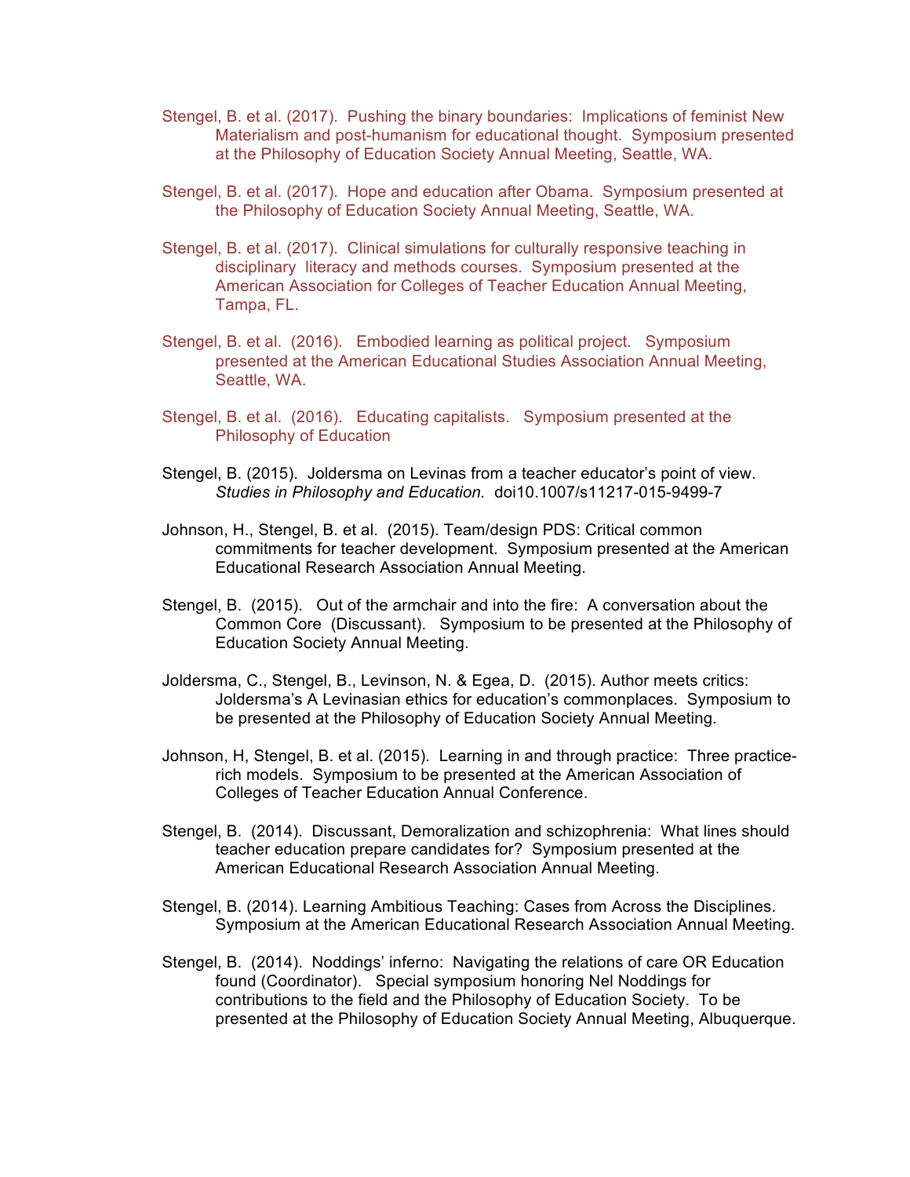Stengel, B. et al. (2017). Pushing the binary boundaries: Implications of feminist New Materialism and post-humanism for educational thought. Symposium presented at the Philosophy of Education Society Annual Meeting, Seattle, WA.

Stengel, B. et al. (2017). Hope and education after Obama. Symposium presented at the Philosophy of Education Society Annual Meeting, Seattle, WA.

Stengel, B. et al. (2017). Clinical simulations for culturally responsive teaching in disciplinary literacy and methods courses. Symposium presented at the American Association for Colleges of Teacher Education Annual Meeting, Tampa, FL.

Stengel, B. et al. (2016). Embodied learning as political project. Symposium presented at the American Educational Studies Association Annual Meeting, Seattle, WA.

Stengel, B. et al. (2016). Educating capitalists. Symposium presented at the Philosophy of Education

Stengel, B. (2015). Joldersma on Levinas from a teacher educator's point of view. *Studies in Philosophy and Education.* doi10.1007/s11217-015-9499-7

Johnson, H., Stengel, B. et al. (2015). Team/design PDS: Critical common commitments for teacher development. Symposium presented at the American Educational Research Association Annual Meeting.

Stengel, B. (2015). Out of the armchair and into the fire: A conversation about the Common Core (Discussant). Symposium to be presented at the Philosophy of Education Society Annual Meeting.

Joldersma, C., Stengel, B., Levinson, N. & Egea, D. (2015). Author meets critics: Joldersma's A Levinasian ethics for education's commonplaces. Symposium to be presented at the Philosophy of Education Society Annual Meeting.

Johnson, H, Stengel, B. et al. (2015). Learning in and through practice: Three practice-rich models. Symposium to be presented at the American Association of Colleges of Teacher Education Annual Conference.

Stengel, B. (2014). Discussant, Demoralization and schizophrenia: What lines should teacher education prepare candidates for? Symposium presented at the American Educational Research Association Annual Meeting.

Stengel, B. (2014). Learning Ambitious Teaching: Cases from Across the Disciplines. Symposium at the American Educational Research Association Annual Meeting.

Stengel, B. (2014). Noddings' inferno: Navigating the relations of care OR Education found (Coordinator). Special symposium honoring Nel Noddings for contributions to the field and the Philosophy of Education Society. To be presented at the Philosophy of Education Society Annual Meeting, Albuquerque.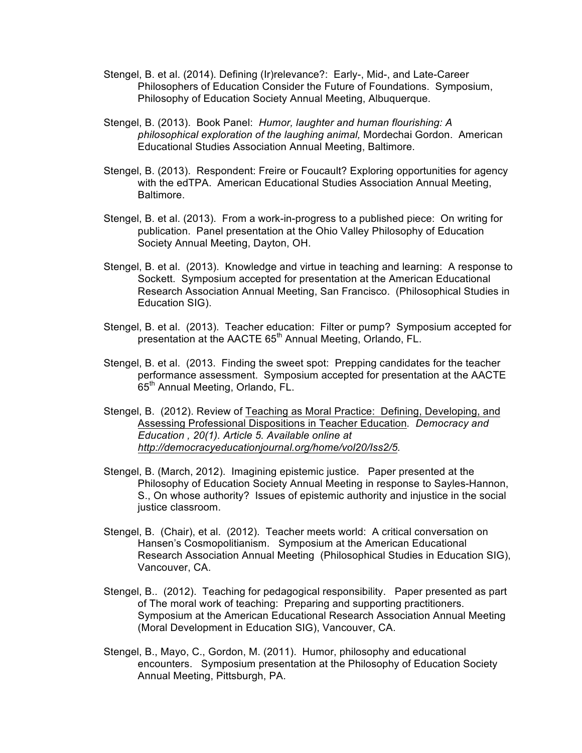Stengel, B. et al. (2014). Defining (Ir)relevance?: Early-, Mid-, and Late-Career Philosophers of Education Consider the Future of Foundations. Symposium, Philosophy of Education Society Annual Meeting, Albuquerque.

Stengel, B. (2013). Book Panel: *Humor, laughter and human flourishing: A philosophical exploration of the laughing animal,* Mordechai Gordon. American Educational Studies Association Annual Meeting, Baltimore.

Stengel, B. (2013). Respondent: Freire or Foucault? Exploring opportunities for agency with the edTPA. American Educational Studies Association Annual Meeting, Baltimore.

Stengel, B. et al. (2013). From a work-in-progress to a published piece: On writing for publication. Panel presentation at the Ohio Valley Philosophy of Education Society Annual Meeting, Dayton, OH.

Stengel, B. et al. (2013). Knowledge and virtue in teaching and learning: A response to Sockett. Symposium accepted for presentation at the American Educational Research Association Annual Meeting, San Francisco. (Philosophical Studies in Education SIG).

Stengel, B. et al. (2013). Teacher education: Filter or pump? Symposium accepted for presentation at the AACTE 65th Annual Meeting, Orlando, FL.

Stengel, B. et al. (2013. Finding the sweet spot: Prepping candidates for the teacher performance assessment. Symposium accepted for presentation at the AACTE 65th Annual Meeting, Orlando, FL.

Stengel, B. (2012). Review of Teaching as Moral Practice: Defining, Developing, and Assessing Professional Dispositions in Teacher Education*. Democracy and Education , 20(1). Article 5. Available online at http://democracyeducationjournal.org/home/vol20/Iss2/5.*

Stengel, B. (March, 2012). Imagining epistemic justice. Paper presented at the Philosophy of Education Society Annual Meeting in response to Sayles-Hannon, S., On whose authority? Issues of epistemic authority and injustice in the social justice classroom.

Stengel, B. (Chair), et al. (2012). Teacher meets world: A critical conversation on Hansen's Cosmopolitianism. Symposium at the American Educational Research Association Annual Meeting (Philosophical Studies in Education SIG), Vancouver, CA.

Stengel, B.. (2012). Teaching for pedagogical responsibility. Paper presented as part of The moral work of teaching: Preparing and supporting practitioners. Symposium at the American Educational Research Association Annual Meeting (Moral Development in Education SIG), Vancouver, CA.

Stengel, B., Mayo, C., Gordon, M. (2011). Humor, philosophy and educational encounters. Symposium presentation at the Philosophy of Education Society Annual Meeting, Pittsburgh, PA.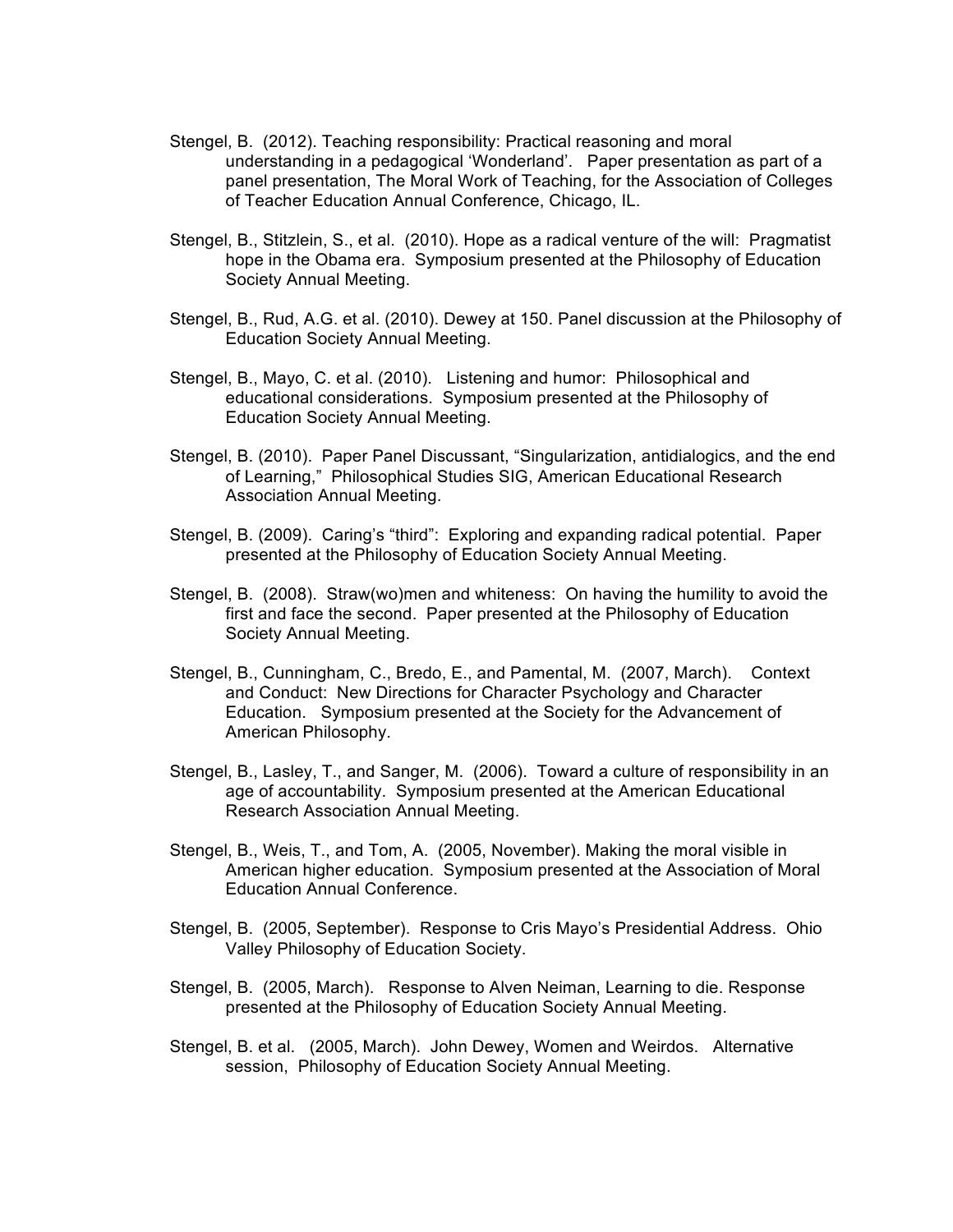Stengel, B. (2012). Teaching responsibility: Practical reasoning and moral understanding in a pedagogical 'Wonderland'. Paper presentation as part of a panel presentation, The Moral Work of Teaching, for the Association of Colleges of Teacher Education Annual Conference, Chicago, IL.

Stengel, B., Stitzlein, S., et al. (2010). Hope as a radical venture of the will: Pragmatist hope in the Obama era. Symposium presented at the Philosophy of Education Society Annual Meeting.

Stengel, B., Rud, A.G. et al. (2010). Dewey at 150. Panel discussion at the Philosophy of Education Society Annual Meeting.

Stengel, B., Mayo, C. et al. (2010). Listening and humor: Philosophical and educational considerations. Symposium presented at the Philosophy of Education Society Annual Meeting.

Stengel, B. (2010). Paper Panel Discussant, "Singularization, antidialogics, and the end of Learning," Philosophical Studies SIG, American Educational Research Association Annual Meeting.

Stengel, B. (2009). Caring's "third": Exploring and expanding radical potential. Paper presented at the Philosophy of Education Society Annual Meeting.

Stengel, B. (2008). Straw(wo)men and whiteness: On having the humility to avoid the first and face the second. Paper presented at the Philosophy of Education Society Annual Meeting.

Stengel, B., Cunningham, C., Bredo, E., and Pamental, M. (2007, March). Context and Conduct: New Directions for Character Psychology and Character Education. Symposium presented at the Society for the Advancement of American Philosophy.

Stengel, B., Lasley, T., and Sanger, M. (2006). Toward a culture of responsibility in an age of accountability. Symposium presented at the American Educational Research Association Annual Meeting.

Stengel, B., Weis, T., and Tom, A. (2005, November). Making the moral visible in American higher education. Symposium presented at the Association of Moral Education Annual Conference.

Stengel, B. (2005, September). Response to Cris Mayo's Presidential Address. Ohio Valley Philosophy of Education Society.

Stengel, B. (2005, March). Response to Alven Neiman, Learning to die. Response presented at the Philosophy of Education Society Annual Meeting.

Stengel, B. et al. (2005, March). John Dewey, Women and Weirdos. Alternative session, Philosophy of Education Society Annual Meeting.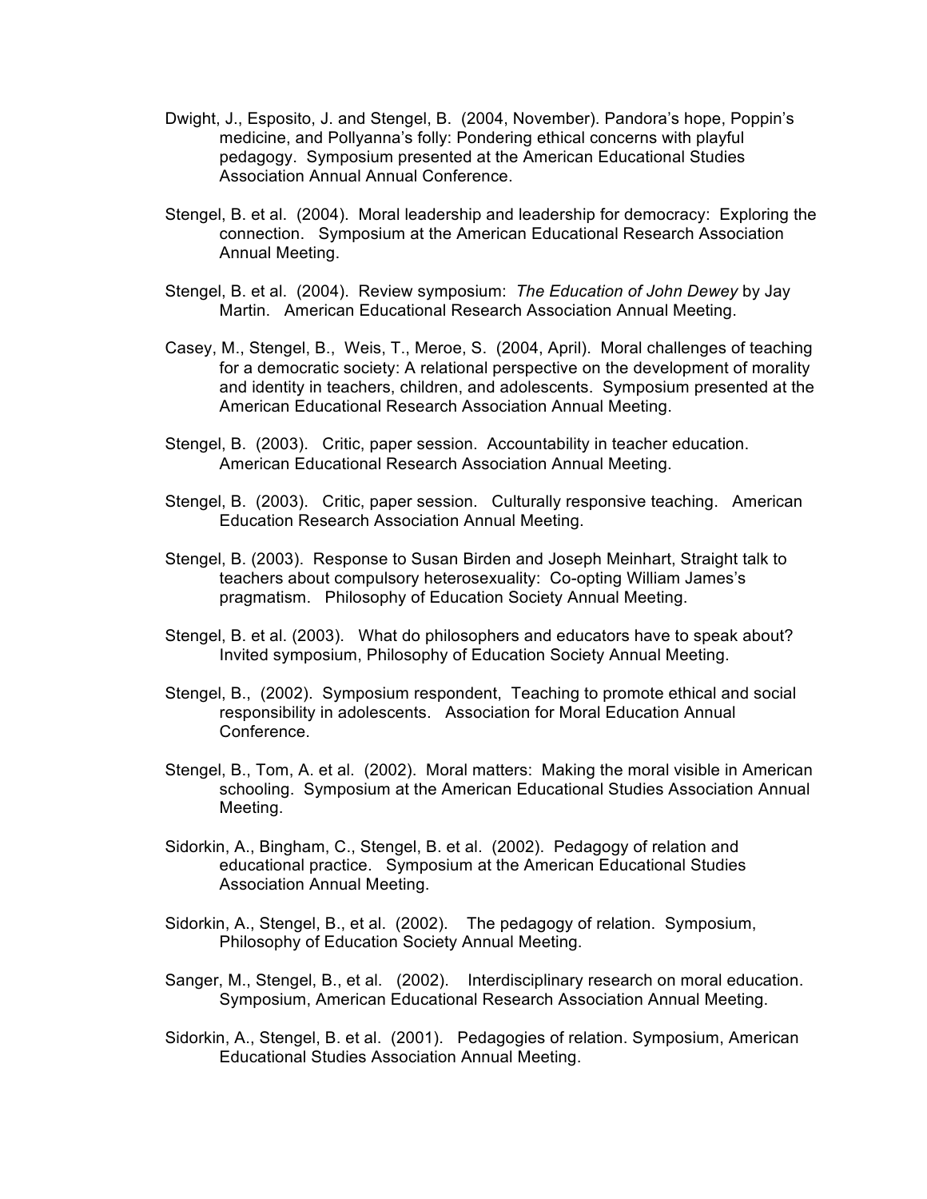Dwight, J., Esposito, J. and Stengel, B.  (2004, November). Pandora's hope, Poppin's medicine, and Pollyanna's folly: Pondering ethical concerns with playful pedagogy.  Symposium presented at the American Educational Studies Association Annual Annual Conference.

Stengel, B. et al.  (2004).  Moral leadership and leadership for democracy:  Exploring the connection.   Symposium at the American Educational Research Association Annual Meeting.

Stengel, B. et al.  (2004).  Review symposium:  *The Education of John Dewey* by Jay Martin.   American Educational Research Association Annual Meeting.

Casey, M., Stengel, B.,  Weis, T., Meroe, S.  (2004, April).  Moral challenges of teaching for a democratic society: A relational perspective on the development of morality and identity in teachers, children, and adolescents.  Symposium presented at the American Educational Research Association Annual Meeting.

Stengel, B.  (2003).   Critic, paper session.  Accountability in teacher education.  American Educational Research Association Annual Meeting.

Stengel, B.  (2003).   Critic, paper session.   Culturally responsive teaching.   American Education Research Association Annual Meeting.

Stengel, B. (2003).  Response to Susan Birden and Joseph Meinhart, Straight talk to teachers about compulsory heterosexuality:  Co-opting William James's pragmatism.   Philosophy of Education Society Annual Meeting.

Stengel, B. et al. (2003).   What do philosophers and educators have to speak about?  Invited symposium, Philosophy of Education Society Annual Meeting.

Stengel, B.,  (2002).  Symposium respondent,  Teaching to promote ethical and social responsibility in adolescents.   Association for Moral Education Annual Conference.

Stengel, B., Tom, A. et al.  (2002).  Moral matters:  Making the moral visible in American schooling.  Symposium at the American Educational Studies Association Annual Meeting.

Sidorkin, A., Bingham, C., Stengel, B. et al.  (2002).  Pedagogy of relation and educational practice.   Symposium at the American Educational Studies Association Annual Meeting.

Sidorkin, A., Stengel, B., et al.  (2002).    The pedagogy of relation.  Symposium, Philosophy of Education Society Annual Meeting.

Sanger, M., Stengel, B., et al.   (2002).    Interdisciplinary research on moral education.  Symposium, American Educational Research Association Annual Meeting.

Sidorkin, A., Stengel, B. et al.  (2001).   Pedagogies of relation. Symposium, American Educational Studies Association Annual Meeting.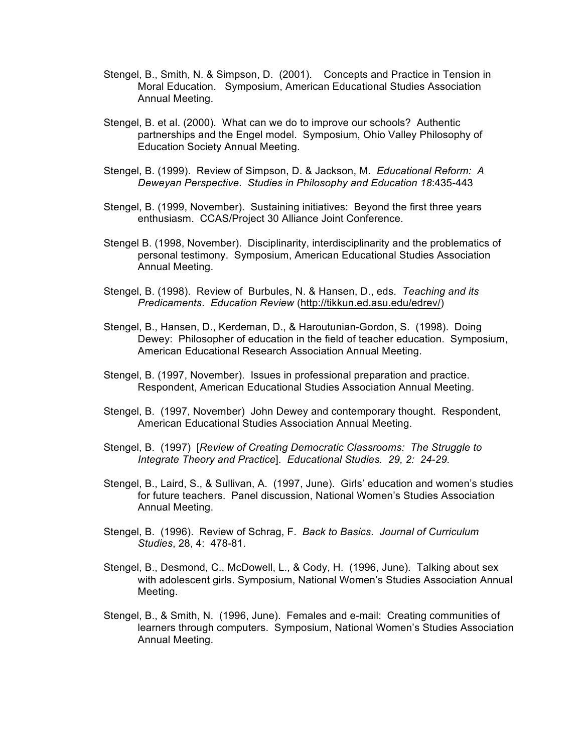Stengel, B., Smith, N. & Simpson, D. (2001). Concepts and Practice in Tension in Moral Education. Symposium, American Educational Studies Association Annual Meeting.

Stengel, B. et al. (2000). What can we do to improve our schools? Authentic partnerships and the Engel model. Symposium, Ohio Valley Philosophy of Education Society Annual Meeting.

Stengel, B. (1999). Review of Simpson, D. & Jackson, M. *Educational Reform: A Deweyan Perspective*. *Studies in Philosophy and Education 18*:435-443

Stengel, B. (1999, November). Sustaining initiatives: Beyond the first three years enthusiasm. CCAS/Project 30 Alliance Joint Conference.

Stengel B. (1998, November). Disciplinarity, interdisciplinarity and the problematics of personal testimony. Symposium, American Educational Studies Association Annual Meeting.

Stengel, B. (1998). Review of Burbules, N. & Hansen, D., eds. *Teaching and its Predicaments*. *Education Review* (http://tikkun.ed.asu.edu/edrev/)

Stengel, B., Hansen, D., Kerdeman, D., & Haroutunian-Gordon, S. (1998). Doing Dewey: Philosopher of education in the field of teacher education. Symposium, American Educational Research Association Annual Meeting.

Stengel, B. (1997, November). Issues in professional preparation and practice. Respondent, American Educational Studies Association Annual Meeting.

Stengel, B. (1997, November) John Dewey and contemporary thought. Respondent, American Educational Studies Association Annual Meeting.

Stengel, B. (1997) [*Review of Creating Democratic Classrooms: The Struggle to Integrate Theory and Practice*]. *Educational Studies. 29, 2: 24-29.*

Stengel, B., Laird, S., & Sullivan, A. (1997, June). Girls' education and women's studies for future teachers. Panel discussion, National Women's Studies Association Annual Meeting.

Stengel, B. (1996). Review of Schrag, F. *Back to Basics*. *Journal of Curriculum Studies*, 28, 4: 478-81.

Stengel, B., Desmond, C., McDowell, L., & Cody, H. (1996, June). Talking about sex with adolescent girls. Symposium, National Women's Studies Association Annual Meeting.

Stengel, B., & Smith, N. (1996, June). Females and e-mail: Creating communities of learners through computers. Symposium, National Women's Studies Association Annual Meeting.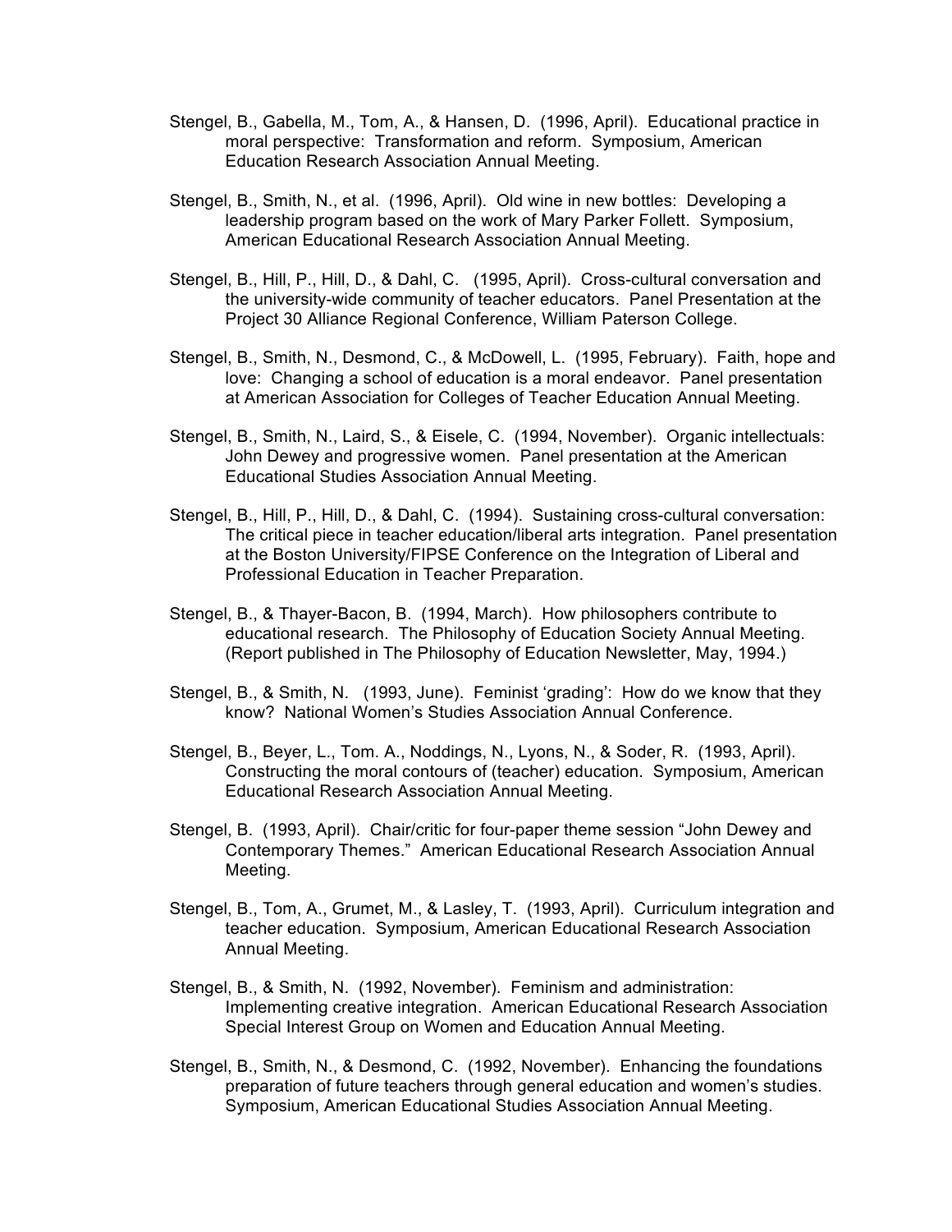Stengel, B., Gabella, M., Tom, A., & Hansen, D. (1996, April). Educational practice in moral perspective: Transformation and reform. Symposium, American Education Research Association Annual Meeting.

Stengel, B., Smith, N., et al. (1996, April). Old wine in new bottles: Developing a leadership program based on the work of Mary Parker Follett. Symposium, American Educational Research Association Annual Meeting.

Stengel, B., Hill, P., Hill, D., & Dahl, C. (1995, April). Cross-cultural conversation and the university-wide community of teacher educators. Panel Presentation at the Project 30 Alliance Regional Conference, William Paterson College.

Stengel, B., Smith, N., Desmond, C., & McDowell, L. (1995, February). Faith, hope and love: Changing a school of education is a moral endeavor. Panel presentation at American Association for Colleges of Teacher Education Annual Meeting.

Stengel, B., Smith, N., Laird, S., & Eisele, C. (1994, November). Organic intellectuals: John Dewey and progressive women. Panel presentation at the American Educational Studies Association Annual Meeting.

Stengel, B., Hill, P., Hill, D., & Dahl, C. (1994). Sustaining cross-cultural conversation: The critical piece in teacher education/liberal arts integration. Panel presentation at the Boston University/FIPSE Conference on the Integration of Liberal and Professional Education in Teacher Preparation.

Stengel, B., & Thayer-Bacon, B. (1994, March). How philosophers contribute to educational research. The Philosophy of Education Society Annual Meeting. (Report published in The Philosophy of Education Newsletter, May, 1994.)

Stengel, B., & Smith, N. (1993, June). Feminist 'grading': How do we know that they know? National Women's Studies Association Annual Conference.

Stengel, B., Beyer, L., Tom. A., Noddings, N., Lyons, N., & Soder, R. (1993, April). Constructing the moral contours of (teacher) education. Symposium, American Educational Research Association Annual Meeting.

Stengel, B. (1993, April). Chair/critic for four-paper theme session "John Dewey and Contemporary Themes." American Educational Research Association Annual Meeting.

Stengel, B., Tom, A., Grumet, M., & Lasley, T. (1993, April). Curriculum integration and teacher education. Symposium, American Educational Research Association Annual Meeting.

Stengel, B., & Smith, N. (1992, November). Feminism and administration: Implementing creative integration. American Educational Research Association Special Interest Group on Women and Education Annual Meeting.

Stengel, B., Smith, N., & Desmond, C. (1992, November). Enhancing the foundations preparation of future teachers through general education and women's studies. Symposium, American Educational Studies Association Annual Meeting.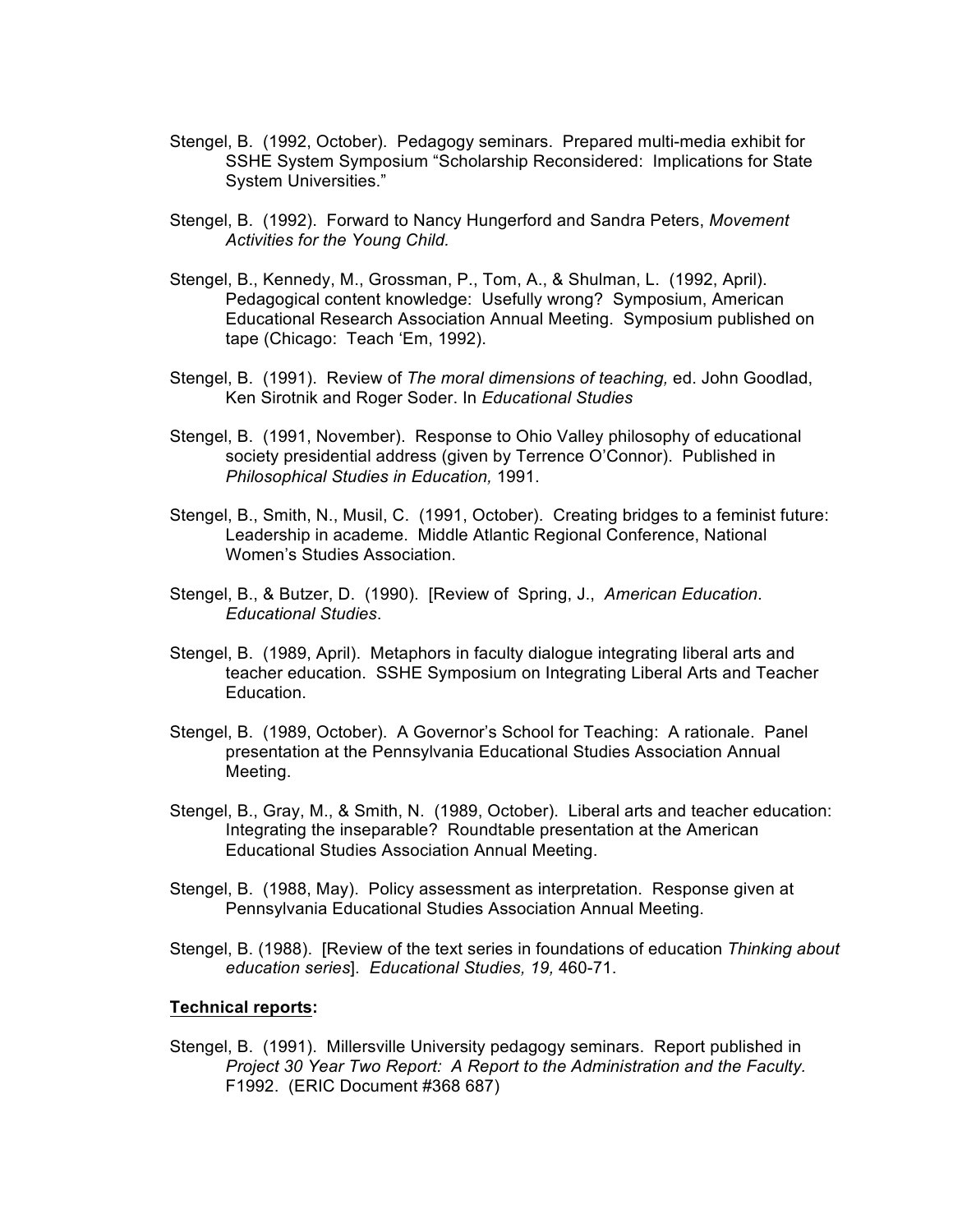Stengel, B. (1992, October). Pedagogy seminars. Prepared multi-media exhibit for SSHE System Symposium "Scholarship Reconsidered: Implications for State System Universities."

Stengel, B. (1992). Forward to Nancy Hungerford and Sandra Peters, *Movement Activities for the Young Child.*

Stengel, B., Kennedy, M., Grossman, P., Tom, A., & Shulman, L. (1992, April). Pedagogical content knowledge: Usefully wrong? Symposium, American Educational Research Association Annual Meeting. Symposium published on tape (Chicago: Teach 'Em, 1992).

Stengel, B. (1991). Review of *The moral dimensions of teaching,* ed. John Goodlad, Ken Sirotnik and Roger Soder. In *Educational Studies*

Stengel, B. (1991, November). Response to Ohio Valley philosophy of educational society presidential address (given by Terrence O'Connor). Published in *Philosophical Studies in Education,* 1991.

Stengel, B., Smith, N., Musil, C. (1991, October). Creating bridges to a feminist future: Leadership in academe. Middle Atlantic Regional Conference, National Women's Studies Association.

Stengel, B., & Butzer, D. (1990). [Review of Spring, J., *American Education*. *Educational Studies*.

Stengel, B. (1989, April). Metaphors in faculty dialogue integrating liberal arts and teacher education. SSHE Symposium on Integrating Liberal Arts and Teacher Education.

Stengel, B. (1989, October). A Governor's School for Teaching: A rationale. Panel presentation at the Pennsylvania Educational Studies Association Annual Meeting.

Stengel, B., Gray, M., & Smith, N. (1989, October). Liberal arts and teacher education: Integrating the inseparable? Roundtable presentation at the American Educational Studies Association Annual Meeting.

Stengel, B. (1988, May). Policy assessment as interpretation. Response given at Pennsylvania Educational Studies Association Annual Meeting.

Stengel, B. (1988). [Review of the text series in foundations of education *Thinking about education series*]. *Educational Studies, 19,* 460-71.

**Technical reports:**

Stengel, B. (1991). Millersville University pedagogy seminars. Report published in *Project 30 Year Two Report: A Report to the Administration and the Faculty*. F1992. (ERIC Document #368 687)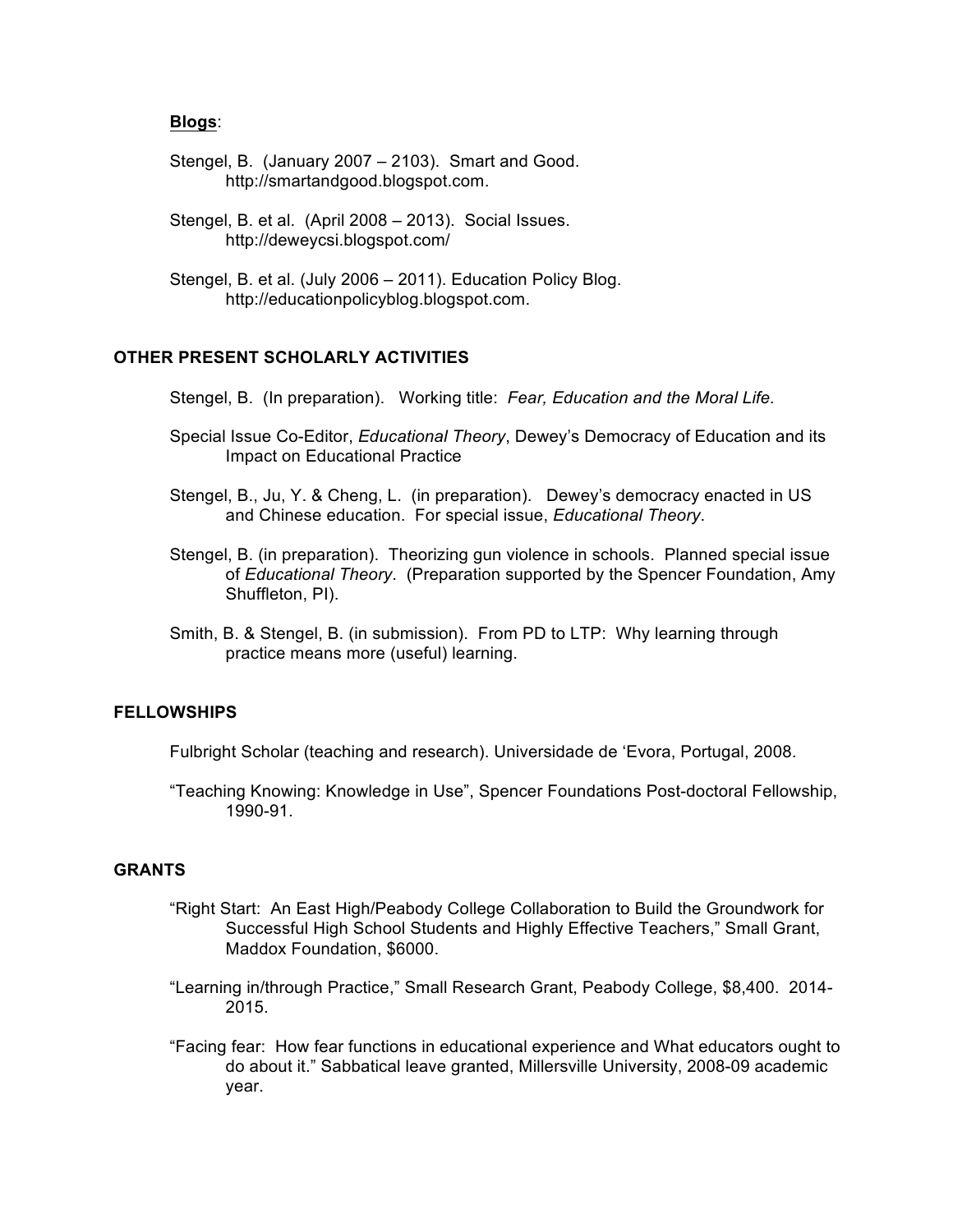**Blogs**:

Stengel, B.  (January 2007 – 2103).  Smart and Good. http://smartandgood.blogspot.com.

Stengel, B. et al.  (April 2008 – 2013).  Social Issues. http://deweycsi.blogspot.com/

Stengel, B. et al. (July 2006 – 2011). Education Policy Blog. http://educationpolicyblog.blogspot.com.

## OTHER PRESENT SCHOLARLY ACTIVITIES

Stengel, B.  (In preparation).   Working title:  *Fear, Education and the Moral Life.*

Special Issue Co-Editor, *Educational Theory*, Dewey's Democracy of Education and its Impact on Educational Practice

Stengel, B., Ju, Y. & Cheng, L.  (in preparation).   Dewey's democracy enacted in US and Chinese education.  For special issue, *Educational Theory*.

Stengel, B. (in preparation).  Theorizing gun violence in schools.  Planned special issue of *Educational Theory*.  (Preparation supported by the Spencer Foundation, Amy Shuffleton, PI).

Smith, B. & Stengel, B. (in submission).  From PD to LTP:  Why learning through practice means more (useful) learning.

## FELLOWSHIPS

Fulbright Scholar (teaching and research). Universidade de 'Evora, Portugal, 2008.

"Teaching Knowing: Knowledge in Use", Spencer Foundations Post-doctoral Fellowship, 1990-91.

## GRANTS

"Right Start:  An East High/Peabody College Collaboration to Build the Groundwork for Successful High School Students and Highly Effective Teachers," Small Grant, Maddox Foundation, $6000.

"Learning in/through Practice," Small Research Grant, Peabody College, $8,400.  2014-2015.

"Facing fear:  How fear functions in educational experience and What educators ought to do about it." Sabbatical leave granted, Millersville University, 2008-09 academic year.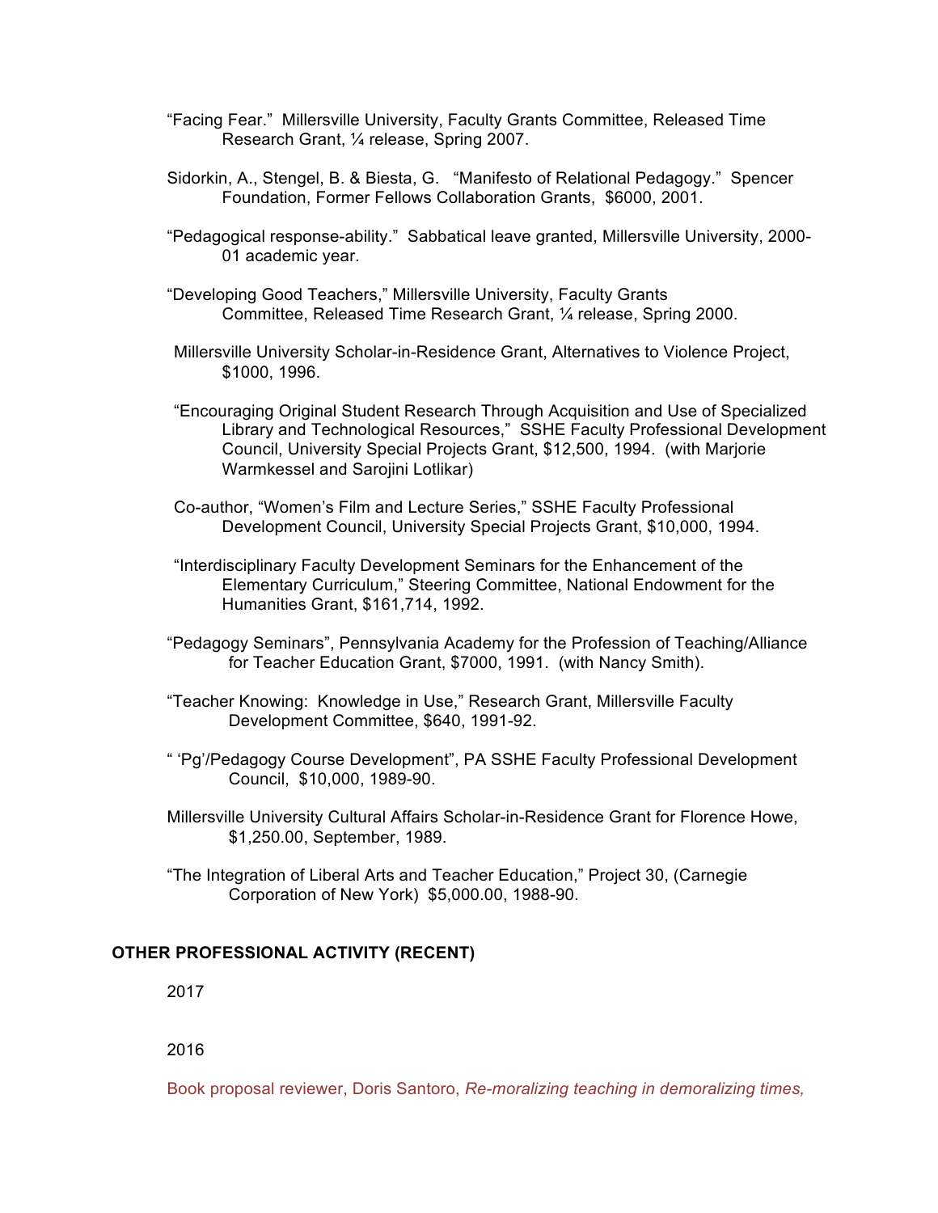"Facing Fear." Millersville University, Faculty Grants Committee, Released Time Research Grant, ¼ release, Spring 2007.

Sidorkin, A., Stengel, B. & Biesta, G. "Manifesto of Relational Pedagogy." Spencer Foundation, Former Fellows Collaboration Grants, $6000, 2001.

"Pedagogical response-ability." Sabbatical leave granted, Millersville University, 2000-01 academic year.

"Developing Good Teachers," Millersville University, Faculty Grants Committee, Released Time Research Grant, ¼ release, Spring 2000.

Millersville University Scholar-in-Residence Grant, Alternatives to Violence Project, $1000, 1996.

"Encouraging Original Student Research Through Acquisition and Use of Specialized Library and Technological Resources," SSHE Faculty Professional Development Council, University Special Projects Grant, $12,500, 1994. (with Marjorie Warmkessel and Sarojini Lotlikar)

Co-author, "Women's Film and Lecture Series," SSHE Faculty Professional Development Council, University Special Projects Grant, $10,000, 1994.

"Interdisciplinary Faculty Development Seminars for the Enhancement of the Elementary Curriculum," Steering Committee, National Endowment for the Humanities Grant, $161,714, 1992.

"Pedagogy Seminars", Pennsylvania Academy for the Profession of Teaching/Alliance for Teacher Education Grant, $7000, 1991. (with Nancy Smith).

"Teacher Knowing: Knowledge in Use," Research Grant, Millersville Faculty Development Committee, $640, 1991-92.

" 'Pg'/Pedagogy Course Development", PA SSHE Faculty Professional Development Council, $10,000, 1989-90.

Millersville University Cultural Affairs Scholar-in-Residence Grant for Florence Howe, $1,250.00, September, 1989.

"The Integration of Liberal Arts and Teacher Education," Project 30, (Carnegie Corporation of New York) $5,000.00, 1988-90.

## OTHER PROFESSIONAL ACTIVITY (RECENT)

2017

2016

Book proposal reviewer, Doris Santoro, *Re-moralizing teaching in demoralizing times,*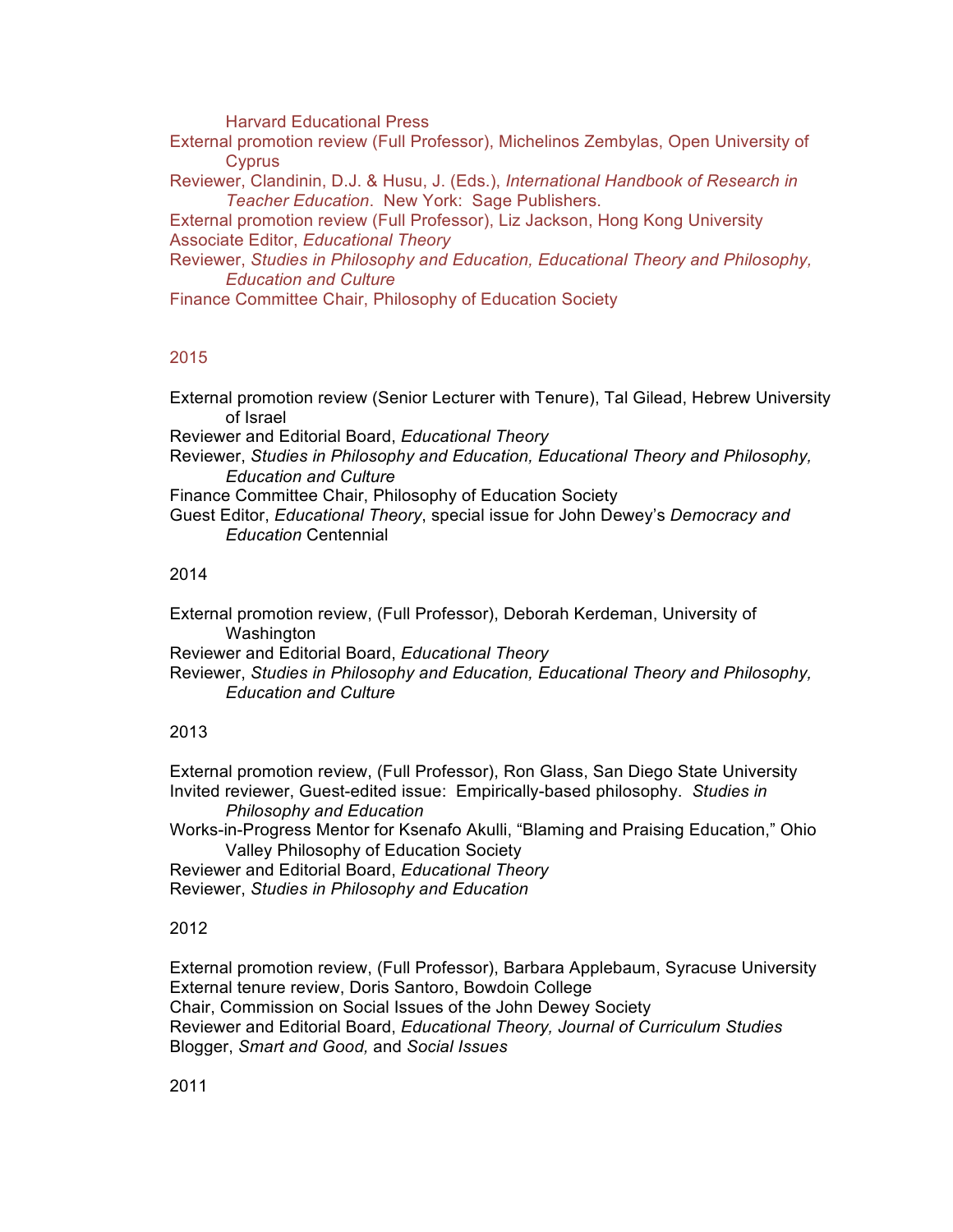Harvard Educational Press

External promotion review (Full Professor), Michelinos Zembylas, Open University of Cyprus

Reviewer, Clandinin, D.J. & Husu, J. (Eds.), *International Handbook of Research in Teacher Education*. New York: Sage Publishers.

External promotion review (Full Professor), Liz Jackson, Hong Kong University

Associate Editor, *Educational Theory*

Reviewer, *Studies in Philosophy and Education, Educational Theory and Philosophy, Education and Culture*

Finance Committee Chair, Philosophy of Education Society

2015

External promotion review (Senior Lecturer with Tenure), Tal Gilead, Hebrew University of Israel

Reviewer and Editorial Board, *Educational Theory*

Reviewer, *Studies in Philosophy and Education, Educational Theory and Philosophy, Education and Culture*

Finance Committee Chair, Philosophy of Education Society

Guest Editor, *Educational Theory*, special issue for John Dewey's *Democracy and Education* Centennial

2014

External promotion review, (Full Professor), Deborah Kerdeman, University of Washington

Reviewer and Editorial Board, *Educational Theory*

Reviewer, *Studies in Philosophy and Education, Educational Theory and Philosophy, Education and Culture*

2013

External promotion review, (Full Professor), Ron Glass, San Diego State University

Invited reviewer, Guest-edited issue: Empirically-based philosophy. *Studies in Philosophy and Education*

Works-in-Progress Mentor for Ksenafo Akulli, "Blaming and Praising Education," Ohio Valley Philosophy of Education Society

Reviewer and Editorial Board, *Educational Theory*

Reviewer, *Studies in Philosophy and Education*

2012

External promotion review, (Full Professor), Barbara Applebaum, Syracuse University

External tenure review, Doris Santoro, Bowdoin College

Chair, Commission on Social Issues of the John Dewey Society

Reviewer and Editorial Board, *Educational Theory, Journal of Curriculum Studies*

Blogger, *Smart and Good,* and *Social Issues*

2011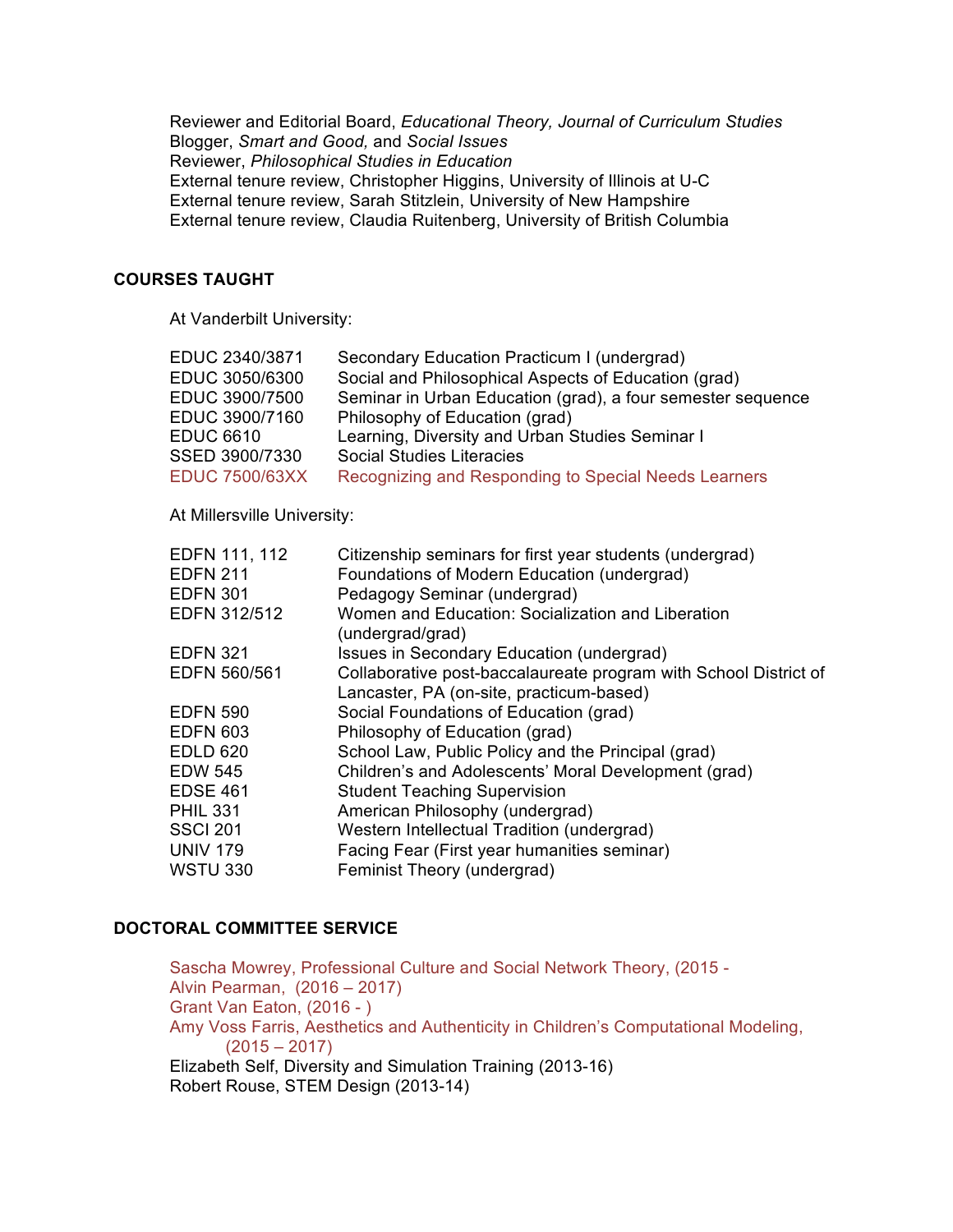Reviewer and Editorial Board, *Educational Theory, Journal of Curriculum Studies*
Blogger, *Smart and Good,* and *Social Issues*
Reviewer, *Philosophical Studies in Education*
External tenure review, Christopher Higgins, University of Illinois at U-C
External tenure review, Sarah Stitzlein, University of New Hampshire
External tenure review, Claudia Ruitenberg, University of British Columbia

## COURSES TAUGHT

At Vanderbilt University:

| | |
|---|---|
| EDUC 2340/3871 | Secondary Education Practicum I (undergrad) |
| EDUC 3050/6300 | Social and Philosophical Aspects of Education (grad) |
| EDUC 3900/7500 | Seminar in Urban Education (grad), a four semester sequence |
| EDUC 3900/7160 | Philosophy of Education (grad) |
| EDUC 6610 | Learning, Diversity and Urban Studies Seminar I |
| SSED 3900/7330 | Social Studies Literacies |
| EDUC 7500/63XX | Recognizing and Responding to Special Needs Learners |

At Millersville University:

| | |
|---|---|
| EDFN 111, 112 | Citizenship seminars for first year students (undergrad) |
| EDFN 211 | Foundations of Modern Education (undergrad) |
| EDFN 301 | Pedagogy Seminar (undergrad) |
| EDFN 312/512 | Women and Education: Socialization and Liberation (undergrad/grad) |
| EDFN 321 | Issues in Secondary Education (undergrad) |
| EDFN 560/561 | Collaborative post-baccalaureate program with School District of Lancaster, PA (on-site, practicum-based) |
| EDFN 590 | Social Foundations of Education (grad) |
| EDFN 603 | Philosophy of Education (grad) |
| EDLD 620 | School Law, Public Policy and the Principal (grad) |
| EDW 545 | Children's and Adolescents' Moral Development (grad) |
| EDSE 461 | Student Teaching Supervision |
| PHIL 331 | American Philosophy (undergrad) |
| SSCI 201 | Western Intellectual Tradition (undergrad) |
| UNIV 179 | Facing Fear (First year humanities seminar) |
| WSTU 330 | Feminist Theory (undergrad) |

## DOCTORAL COMMITTEE SERVICE

Sascha Mowrey, Professional Culture and Social Network Theory, (2015 -
Alvin Pearman, (2016 – 2017)
Grant Van Eaton, (2016 - )
Amy Voss Farris, Aesthetics and Authenticity in Children's Computational Modeling, (2015 – 2017)
Elizabeth Self, Diversity and Simulation Training (2013-16)
Robert Rouse, STEM Design (2013-14)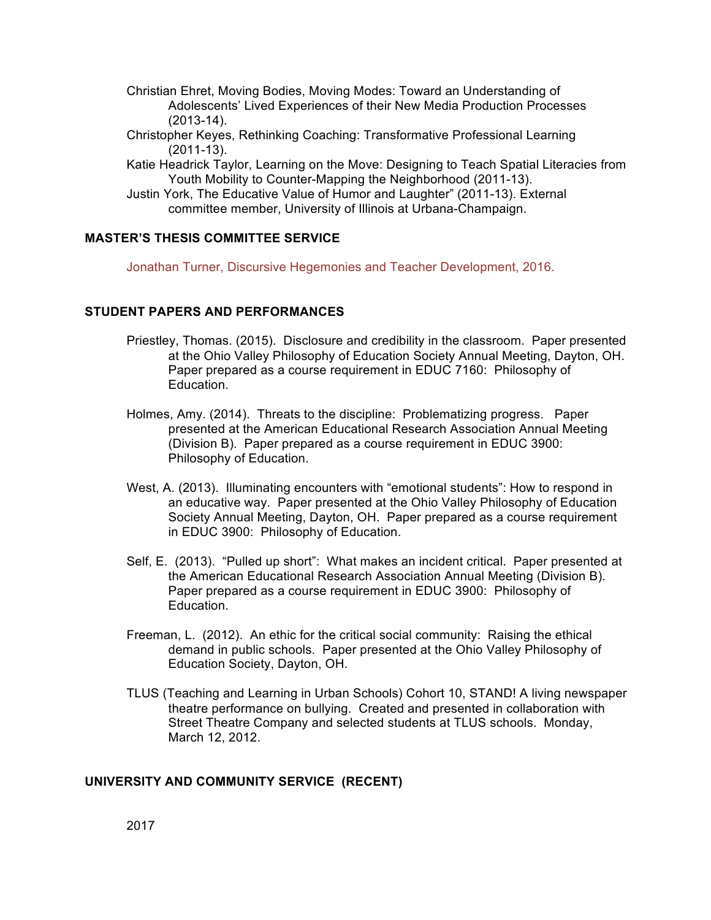Christian Ehret, Moving Bodies, Moving Modes: Toward an Understanding of Adolescents' Lived Experiences of their New Media Production Processes (2013-14).

Christopher Keyes, Rethinking Coaching: Transformative Professional Learning (2011-13).

Katie Headrick Taylor, Learning on the Move: Designing to Teach Spatial Literacies from Youth Mobility to Counter-Mapping the Neighborhood (2011-13).

Justin York, The Educative Value of Humor and Laughter" (2011-13). External committee member, University of Illinois at Urbana-Champaign.

**MASTER'S THESIS COMMITTEE SERVICE**

Jonathan Turner, Discursive Hegemonies and Teacher Development, 2016.

**STUDENT PAPERS AND PERFORMANCES**

Priestley, Thomas. (2015). Disclosure and credibility in the classroom. Paper presented at the Ohio Valley Philosophy of Education Society Annual Meeting, Dayton, OH. Paper prepared as a course requirement in EDUC 7160: Philosophy of Education.

Holmes, Amy. (2014). Threats to the discipline: Problematizing progress. Paper presented at the American Educational Research Association Annual Meeting (Division B). Paper prepared as a course requirement in EDUC 3900: Philosophy of Education.

West, A. (2013). Illuminating encounters with "emotional students": How to respond in an educative way. Paper presented at the Ohio Valley Philosophy of Education Society Annual Meeting, Dayton, OH. Paper prepared as a course requirement in EDUC 3900: Philosophy of Education.

Self, E. (2013). "Pulled up short": What makes an incident critical. Paper presented at the American Educational Research Association Annual Meeting (Division B). Paper prepared as a course requirement in EDUC 3900: Philosophy of Education.

Freeman, L. (2012). An ethic for the critical social community: Raising the ethical demand in public schools. Paper presented at the Ohio Valley Philosophy of Education Society, Dayton, OH.

TLUS (Teaching and Learning in Urban Schools) Cohort 10, STAND! A living newspaper theatre performance on bullying. Created and presented in collaboration with Street Theatre Company and selected students at TLUS schools. Monday, March 12, 2012.

**UNIVERSITY AND COMMUNITY SERVICE (RECENT)**

2017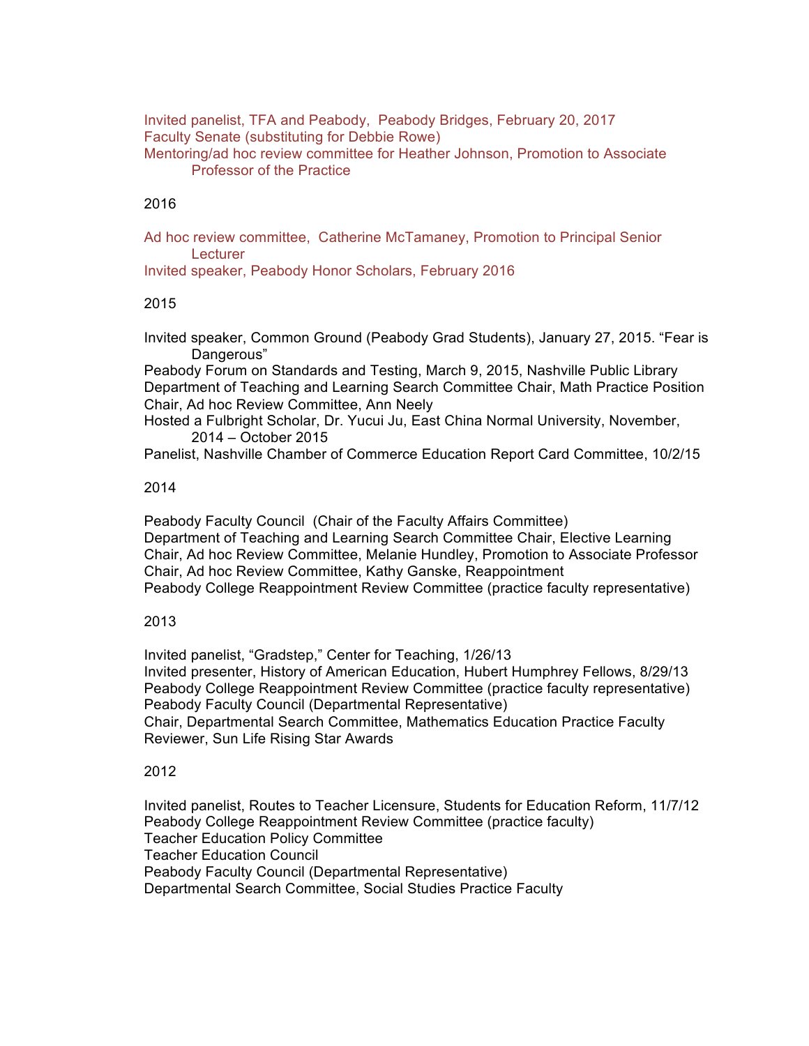Invited panelist, TFA and Peabody, Peabody Bridges, February 20, 2017
Faculty Senate (substituting for Debbie Rowe)
Mentoring/ad hoc review committee for Heather Johnson, Promotion to Associate Professor of the Practice

2016

Ad hoc review committee, Catherine McTamaney, Promotion to Principal Senior Lecturer
Invited speaker, Peabody Honor Scholars, February 2016

2015

Invited speaker, Common Ground (Peabody Grad Students), January 27, 2015. "Fear is Dangerous"
Peabody Forum on Standards and Testing, March 9, 2015, Nashville Public Library
Department of Teaching and Learning Search Committee Chair, Math Practice Position
Chair, Ad hoc Review Committee, Ann Neely
Hosted a Fulbright Scholar, Dr. Yucui Ju, East China Normal University, November, 2014 – October 2015
Panelist, Nashville Chamber of Commerce Education Report Card Committee, 10/2/15

2014

Peabody Faculty Council (Chair of the Faculty Affairs Committee)
Department of Teaching and Learning Search Committee Chair, Elective Learning
Chair, Ad hoc Review Committee, Melanie Hundley, Promotion to Associate Professor
Chair, Ad hoc Review Committee, Kathy Ganske, Reappointment
Peabody College Reappointment Review Committee (practice faculty representative)

2013

Invited panelist, "Gradstep," Center for Teaching, 1/26/13
Invited presenter, History of American Education, Hubert Humphrey Fellows, 8/29/13
Peabody College Reappointment Review Committee (practice faculty representative)
Peabody Faculty Council (Departmental Representative)
Chair, Departmental Search Committee, Mathematics Education Practice Faculty
Reviewer, Sun Life Rising Star Awards

2012

Invited panelist, Routes to Teacher Licensure, Students for Education Reform, 11/7/12
Peabody College Reappointment Review Committee (practice faculty)
Teacher Education Policy Committee
Teacher Education Council
Peabody Faculty Council (Departmental Representative)
Departmental Search Committee, Social Studies Practice Faculty